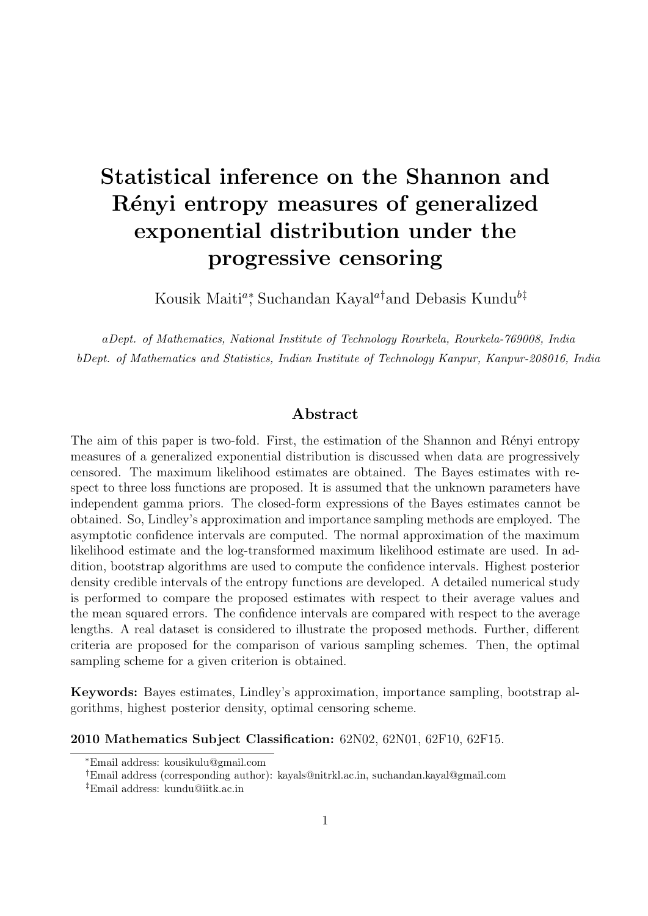# Statistical inference on the Shannon and Rényi entropy measures of generalized exponential distribution under the progressive censoring

Kousik Maiti[a*], Suchandan Kayal[a†] and Debasis Kundu[b‡]

*aDept. of Mathematics, National Institute of Technology Rourkela, Rourkela-769008, India*

*bDept. of Mathematics and Statistics, Indian Institute of Technology Kanpur, Kanpur-208016, India*

## Abstract

The aim of this paper is two-fold. First, the estimation of the Shannon and Rényi entropy measures of a generalized exponential distribution is discussed when data are progressively censored. The maximum likelihood estimates are obtained. The Bayes estimates with respect to three loss functions are proposed. It is assumed that the unknown parameters have independent gamma priors. The closed-form expressions of the Bayes estimates cannot be obtained. So, Lindley's approximation and importance sampling methods are employed. The asymptotic confidence intervals are computed. The normal approximation of the maximum likelihood estimate and the log-transformed maximum likelihood estimate are used. In addition, bootstrap algorithms are used to compute the confidence intervals. Highest posterior density credible intervals of the entropy functions are developed. A detailed numerical study is performed to compare the proposed estimates with respect to their average values and the mean squared errors. The confidence intervals are compared with respect to the average lengths. A real dataset is considered to illustrate the proposed methods. Further, different criteria are proposed for the comparison of various sampling schemes. Then, the optimal sampling scheme for a given criterion is obtained.

**Keywords:** Bayes estimates, Lindley's approximation, importance sampling, bootstrap algorithms, highest posterior density, optimal censoring scheme.

**2010 Mathematics Subject Classification:** 62N02, 62N01, 62F10, 62F15.

---

*Email address: kousikulu@gmail.com

†Email address (corresponding author): kayals@nitrkl.ac.in, suchandan.kayal@gmail.com

‡Email address: kundu@iitk.ac.in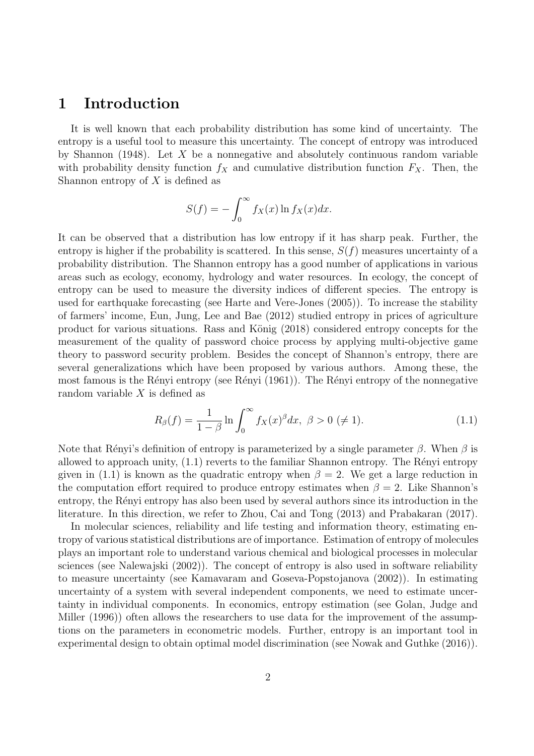# 1 Introduction

It is well known that each probability distribution has some kind of uncertainty. The entropy is a useful tool to measure this uncertainty. The concept of entropy was introduced by Shannon (1948). Let $X$ be a nonnegative and absolutely continuous random variable with probability density function $f_X$ and cumulative distribution function $F_X$. Then, the Shannon entropy of $X$ is defined as

$$S(f) = -\int_0^\infty f_X(x) \ln f_X(x) dx.$$

It can be observed that a distribution has low entropy if it has sharp peak. Further, the entropy is higher if the probability is scattered. In this sense, $S(f)$ measures uncertainty of a probability distribution. The Shannon entropy has a good number of applications in various areas such as ecology, economy, hydrology and water resources. In ecology, the concept of entropy can be used to measure the diversity indices of different species. The entropy is used for earthquake forecasting (see Harte and Vere-Jones (2005)). To increase the stability of farmers' income, Eun, Jung, Lee and Bae (2012) studied entropy in prices of agriculture product for various situations. Rass and König (2018) considered entropy concepts for the measurement of the quality of password choice process by applying multi-objective game theory to password security problem. Besides the concept of Shannon's entropy, there are several generalizations which have been proposed by various authors. Among these, the most famous is the Rényi entropy (see Rényi (1961)). The Rényi entropy of the nonnegative random variable $X$ is defined as

$$R_\beta(f) = \frac{1}{1-\beta} \ln \int_0^\infty f_X(x)^\beta dx, \ \beta > 0 \ (\neq 1). \tag{1.1}$$

Note that Rényi's definition of entropy is parameterized by a single parameter $\beta$. When $\beta$ is allowed to approach unity, (1.1) reverts to the familiar Shannon entropy. The Rényi entropy given in (1.1) is known as the quadratic entropy when $\beta = 2$. We get a large reduction in the computation effort required to produce entropy estimates when $\beta = 2$. Like Shannon's entropy, the Rényi entropy has also been used by several authors since its introduction in the literature. In this direction, we refer to Zhou, Cai and Tong (2013) and Prabakaran (2017).

In molecular sciences, reliability and life testing and information theory, estimating entropy of various statistical distributions are of importance. Estimation of entropy of molecules plays an important role to understand various chemical and biological processes in molecular sciences (see Nalewajski (2002)). The concept of entropy is also used in software reliability to measure uncertainty (see Kamavaram and Goseva-Popstojanova (2002)). In estimating uncertainty of a system with several independent components, we need to estimate uncertainty in individual components. In economics, entropy estimation (see Golan, Judge and Miller (1996)) often allows the researchers to use data for the improvement of the assumptions on the parameters in econometric models. Further, entropy is an important tool in experimental design to obtain optimal model discrimination (see Nowak and Guthke (2016)).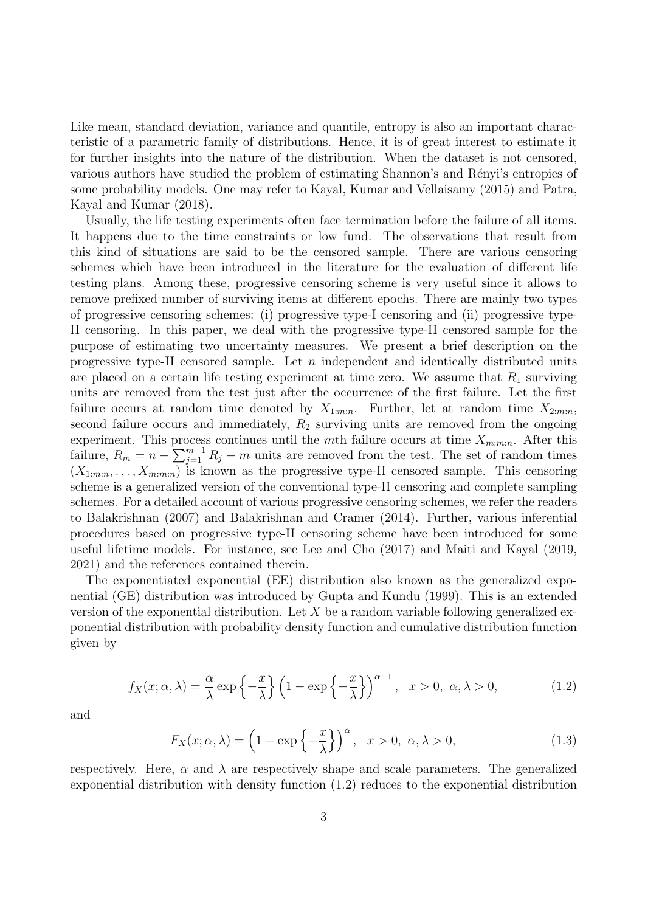Like mean, standard deviation, variance and quantile, entropy is also an important characteristic of a parametric family of distributions. Hence, it is of great interest to estimate it for further insights into the nature of the distribution. When the dataset is not censored, various authors have studied the problem of estimating Shannon's and Rényi's entropies of some probability models. One may refer to Kayal, Kumar and Vellaisamy (2015) and Patra, Kayal and Kumar (2018).

Usually, the life testing experiments often face termination before the failure of all items. It happens due to the time constraints or low fund. The observations that result from this kind of situations are said to be the censored sample. There are various censoring schemes which have been introduced in the literature for the evaluation of different life testing plans. Among these, progressive censoring scheme is very useful since it allows to remove prefixed number of surviving items at different epochs. There are mainly two types of progressive censoring schemes: (i) progressive type-I censoring and (ii) progressive type-II censoring. In this paper, we deal with the progressive type-II censored sample for the purpose of estimating two uncertainty measures. We present a brief description on the progressive type-II censored sample. Let $n$ independent and identically distributed units are placed on a certain life testing experiment at time zero. We assume that $R_1$ surviving units are removed from the test just after the occurrence of the first failure. Let the first failure occurs at random time denoted by $X_{1:m:n}$. Further, let at random time $X_{2:m:n}$, second failure occurs and immediately, $R_2$ surviving units are removed from the ongoing experiment. This process continues until the $m$th failure occurs at time $X_{m:m:n}$. After this failure, $R_m = n - \sum_{j=1}^{m-1} R_j - m$ units are removed from the test. The set of random times $(X_{1:m:n}, \ldots, X_{m:m:n})$ is known as the progressive type-II censored sample. This censoring scheme is a generalized version of the conventional type-II censoring and complete sampling schemes. For a detailed account of various progressive censoring schemes, we refer the readers to Balakrishnan (2007) and Balakrishnan and Cramer (2014). Further, various inferential procedures based on progressive type-II censoring scheme have been introduced for some useful lifetime models. For instance, see Lee and Cho (2017) and Maiti and Kayal (2019, 2021) and the references contained therein.

The exponentiated exponential (EE) distribution also known as the generalized exponential (GE) distribution was introduced by Gupta and Kundu (1999). This is an extended version of the exponential distribution. Let $X$ be a random variable following generalized exponential distribution with probability density function and cumulative distribution function given by

$$f_X(x; \alpha, \lambda) = \frac{\alpha}{\lambda} \exp\left\{-\frac{x}{\lambda}\right\} \left(1 - \exp\left\{-\frac{x}{\lambda}\right\}\right)^{\alpha-1}, \quad x > 0,\ \alpha, \lambda > 0, \tag{1.2}$$

and

$$F_X(x; \alpha, \lambda) = \left(1 - \exp\left\{-\frac{x}{\lambda}\right\}\right)^{\alpha}, \quad x > 0,\ \alpha, \lambda > 0, \tag{1.3}$$

respectively. Here, $\alpha$ and $\lambda$ are respectively shape and scale parameters. The generalized exponential distribution with density function (1.2) reduces to the exponential distribution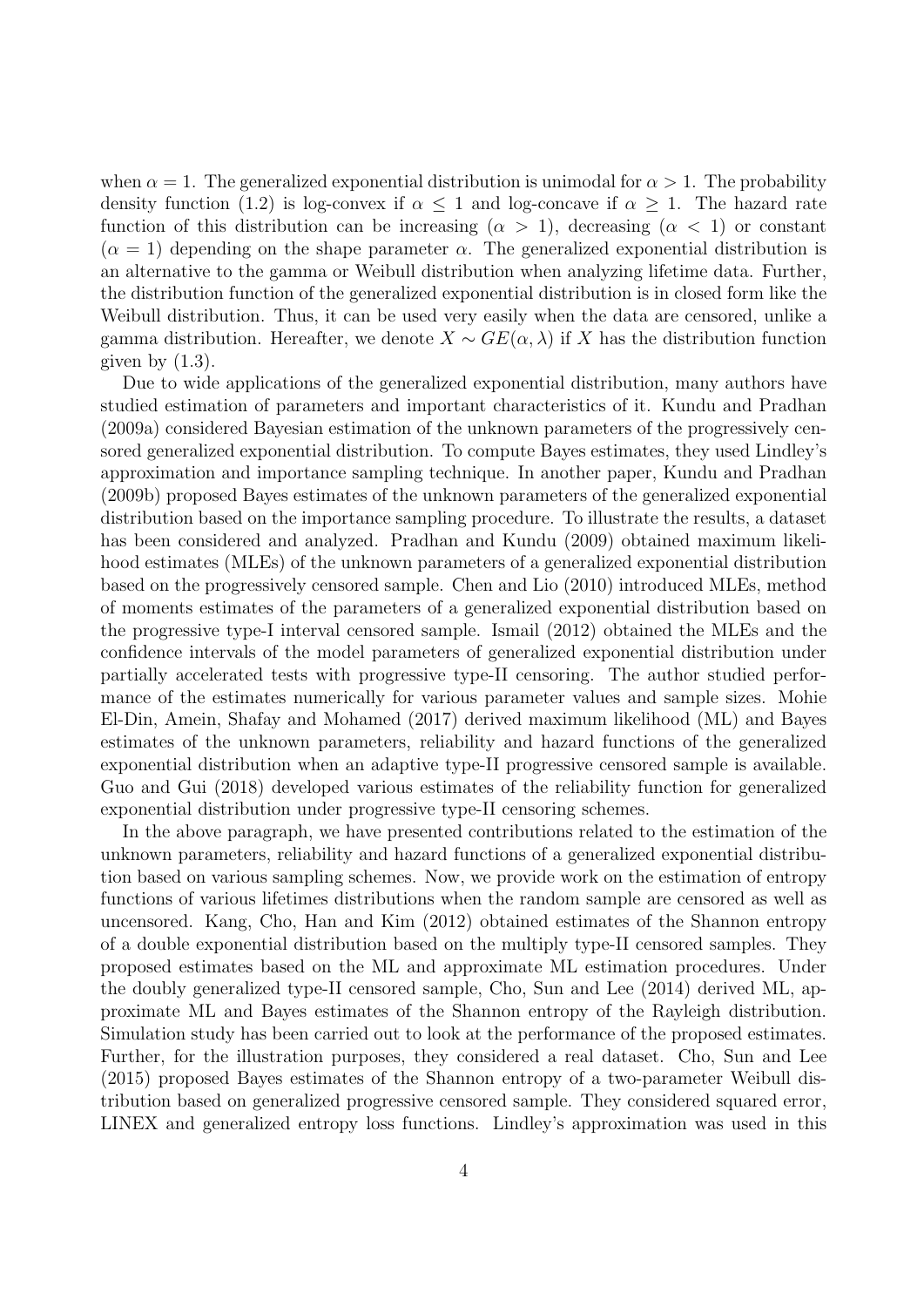when $\alpha = 1$. The generalized exponential distribution is unimodal for $\alpha > 1$. The probability density function (1.2) is log-convex if $\alpha \leq 1$ and log-concave if $\alpha \geq 1$. The hazard rate function of this distribution can be increasing ($\alpha > 1$), decreasing ($\alpha < 1$) or constant ($\alpha = 1$) depending on the shape parameter $\alpha$. The generalized exponential distribution is an alternative to the gamma or Weibull distribution when analyzing lifetime data. Further, the distribution function of the generalized exponential distribution is in closed form like the Weibull distribution. Thus, it can be used very easily when the data are censored, unlike a gamma distribution. Hereafter, we denote $X \sim GE(\alpha, \lambda)$ if $X$ has the distribution function given by (1.3).

Due to wide applications of the generalized exponential distribution, many authors have studied estimation of parameters and important characteristics of it. Kundu and Pradhan (2009a) considered Bayesian estimation of the unknown parameters of the progressively censored generalized exponential distribution. To compute Bayes estimates, they used Lindley's approximation and importance sampling technique. In another paper, Kundu and Pradhan (2009b) proposed Bayes estimates of the unknown parameters of the generalized exponential distribution based on the importance sampling procedure. To illustrate the results, a dataset has been considered and analyzed. Pradhan and Kundu (2009) obtained maximum likelihood estimates (MLEs) of the unknown parameters of a generalized exponential distribution based on the progressively censored sample. Chen and Lio (2010) introduced MLEs, method of moments estimates of the parameters of a generalized exponential distribution based on the progressive type-I interval censored sample. Ismail (2012) obtained the MLEs and the confidence intervals of the model parameters of generalized exponential distribution under partially accelerated tests with progressive type-II censoring. The author studied performance of the estimates numerically for various parameter values and sample sizes. Mohie El-Din, Amein, Shafay and Mohamed (2017) derived maximum likelihood (ML) and Bayes estimates of the unknown parameters, reliability and hazard functions of the generalized exponential distribution when an adaptive type-II progressive censored sample is available. Guo and Gui (2018) developed various estimates of the reliability function for generalized exponential distribution under progressive type-II censoring schemes.

In the above paragraph, we have presented contributions related to the estimation of the unknown parameters, reliability and hazard functions of a generalized exponential distribution based on various sampling schemes. Now, we provide work on the estimation of entropy functions of various lifetimes distributions when the random sample are censored as well as uncensored. Kang, Cho, Han and Kim (2012) obtained estimates of the Shannon entropy of a double exponential distribution based on the multiply type-II censored samples. They proposed estimates based on the ML and approximate ML estimation procedures. Under the doubly generalized type-II censored sample, Cho, Sun and Lee (2014) derived ML, approximate ML and Bayes estimates of the Shannon entropy of the Rayleigh distribution. Simulation study has been carried out to look at the performance of the proposed estimates. Further, for the illustration purposes, they considered a real dataset. Cho, Sun and Lee (2015) proposed Bayes estimates of the Shannon entropy of a two-parameter Weibull distribution based on generalized progressive censored sample. They considered squared error, LINEX and generalized entropy loss functions. Lindley's approximation was used in this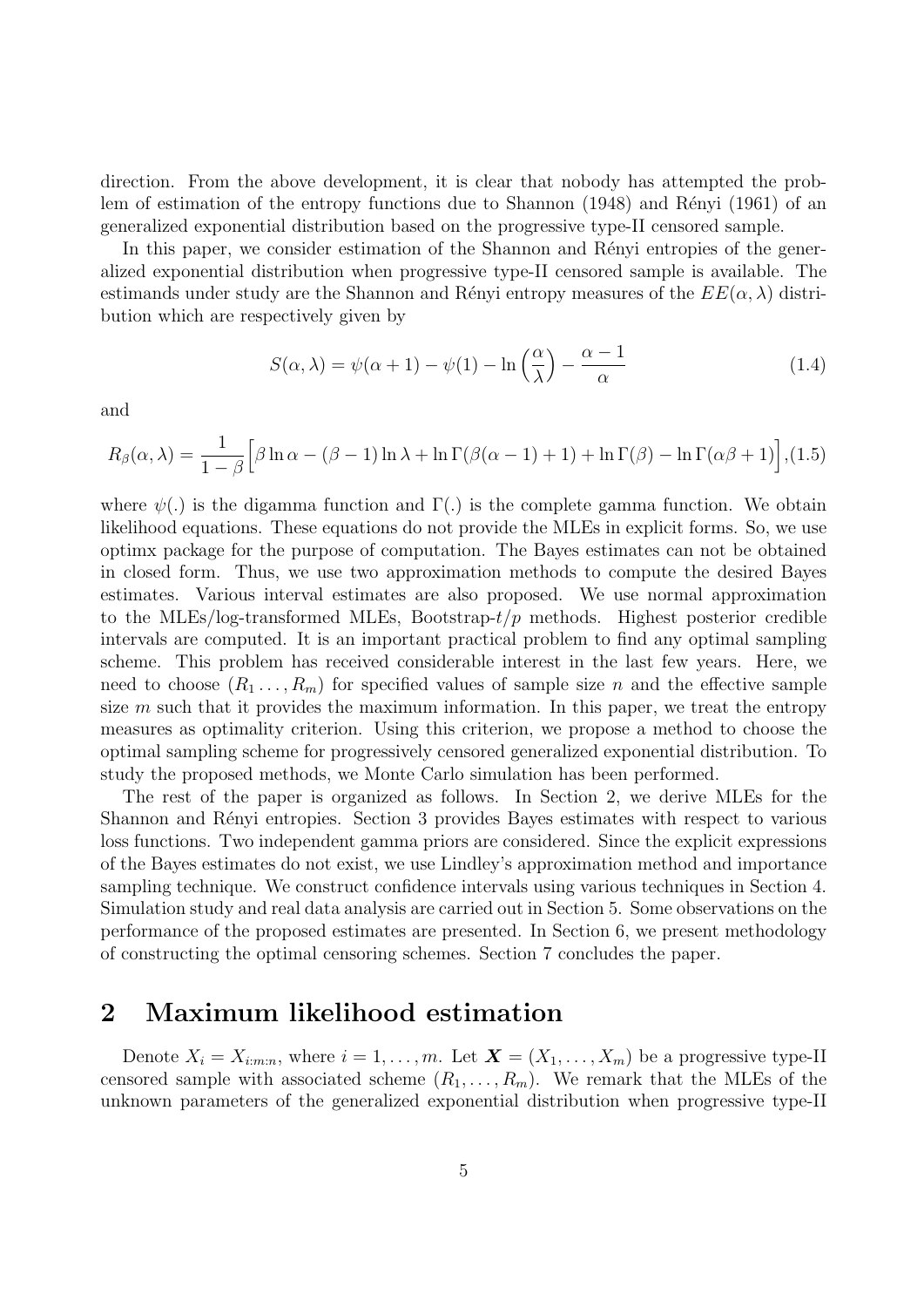direction. From the above development, it is clear that nobody has attempted the problem of estimation of the entropy functions due to Shannon (1948) and Rényi (1961) of an generalized exponential distribution based on the progressive type-II censored sample.

In this paper, we consider estimation of the Shannon and Rényi entropies of the generalized exponential distribution when progressive type-II censored sample is available. The estimands under study are the Shannon and Rényi entropy measures of the $EE(\alpha, \lambda)$ distribution which are respectively given by

$$S(\alpha, \lambda) = \psi(\alpha + 1) - \psi(1) - \ln\left(\frac{\alpha}{\lambda}\right) - \frac{\alpha - 1}{\alpha} \tag{1.4}$$

and

$$R_\beta(\alpha, \lambda) = \frac{1}{1-\beta}\Big[\beta \ln \alpha - (\beta - 1)\ln \lambda + \ln \Gamma(\beta(\alpha - 1) + 1) + \ln \Gamma(\beta) - \ln \Gamma(\alpha\beta + 1)\Big], \tag{1.5}$$

where $\psi(.)$ is the digamma function and $\Gamma(.)$ is the complete gamma function. We obtain likelihood equations. These equations do not provide the MLEs in explicit forms. So, we use optimx package for the purpose of computation. The Bayes estimates can not be obtained in closed form. Thus, we use two approximation methods to compute the desired Bayes estimates. Various interval estimates are also proposed. We use normal approximation to the MLEs/log-transformed MLEs, Bootstrap-$t/p$ methods. Highest posterior credible intervals are computed. It is an important practical problem to find any optimal sampling scheme. This problem has received considerable interest in the last few years. Here, we need to choose $(R_1 \ldots, R_m)$ for specified values of sample size $n$ and the effective sample size $m$ such that it provides the maximum information. In this paper, we treat the entropy measures as optimality criterion. Using this criterion, we propose a method to choose the optimal sampling scheme for progressively censored generalized exponential distribution. To study the proposed methods, we Monte Carlo simulation has been performed.

The rest of the paper is organized as follows. In Section 2, we derive MLEs for the Shannon and Rényi entropies. Section 3 provides Bayes estimates with respect to various loss functions. Two independent gamma priors are considered. Since the explicit expressions of the Bayes estimates do not exist, we use Lindley's approximation method and importance sampling technique. We construct confidence intervals using various techniques in Section 4. Simulation study and real data analysis are carried out in Section 5. Some observations on the performance of the proposed estimates are presented. In Section 6, we present methodology of constructing the optimal censoring schemes. Section 7 concludes the paper.

## 2 Maximum likelihood estimation

Denote $X_i = X_{i:m:n}$, where $i = 1, \ldots, m$. Let $\boldsymbol{X} = (X_1, \ldots, X_m)$ be a progressive type-II censored sample with associated scheme $(R_1, \ldots, R_m)$. We remark that the MLEs of the unknown parameters of the generalized exponential distribution when progressive type-II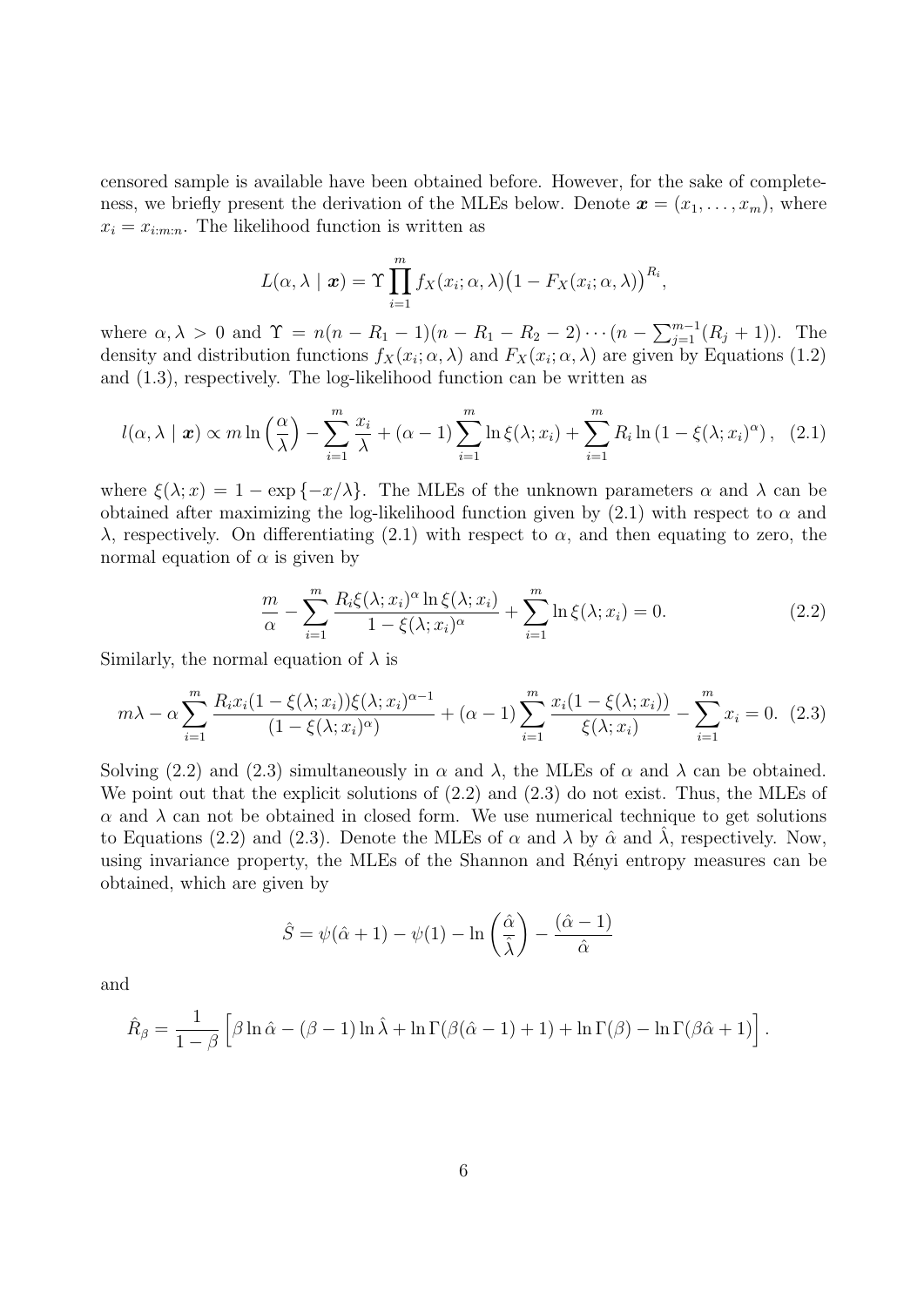censored sample is available have been obtained before. However, for the sake of completeness, we briefly present the derivation of the MLEs below. Denote $\boldsymbol{x} = (x_1, \ldots, x_m)$, where $x_i = x_{i:m:n}$. The likelihood function is written as

$$L(\alpha, \lambda \mid \boldsymbol{x}) = \Upsilon \prod_{i=1}^{m} f_X(x_i; \alpha, \lambda)\big(1 - F_X(x_i; \alpha, \lambda)\big)^{R_i},$$

where $\alpha, \lambda > 0$ and $\Upsilon = n(n - R_1 - 1)(n - R_1 - R_2 - 2)\cdots(n - \sum_{j=1}^{m-1}(R_j + 1))$. The density and distribution functions $f_X(x_i; \alpha, \lambda)$ and $F_X(x_i; \alpha, \lambda)$ are given by Equations (1.2) and (1.3), respectively. The log-likelihood function can be written as

$$l(\alpha, \lambda \mid \boldsymbol{x}) \propto m \ln\left(\frac{\alpha}{\lambda}\right) - \sum_{i=1}^{m} \frac{x_i}{\lambda} + (\alpha - 1)\sum_{i=1}^{m} \ln \xi(\lambda; x_i) + \sum_{i=1}^{m} R_i \ln\left(1 - \xi(\lambda; x_i)^{\alpha}\right), \quad (2.1)$$

where $\xi(\lambda; x) = 1 - \exp\{-x/\lambda\}$. The MLEs of the unknown parameters $\alpha$ and $\lambda$ can be obtained after maximizing the log-likelihood function given by (2.1) with respect to $\alpha$ and $\lambda$, respectively. On differentiating (2.1) with respect to $\alpha$, and then equating to zero, the normal equation of $\alpha$ is given by

$$\frac{m}{\alpha} - \sum_{i=1}^{m} \frac{R_i \xi(\lambda; x_i)^{\alpha} \ln \xi(\lambda; x_i)}{1 - \xi(\lambda; x_i)^{\alpha}} + \sum_{i=1}^{m} \ln \xi(\lambda; x_i) = 0. \quad (2.2)$$

Similarly, the normal equation of $\lambda$ is

$$m\lambda - \alpha \sum_{i=1}^{m} \frac{R_i x_i (1 - \xi(\lambda; x_i))\xi(\lambda; x_i)^{\alpha - 1}}{(1 - \xi(\lambda; x_i)^{\alpha})} + (\alpha - 1)\sum_{i=1}^{m} \frac{x_i(1 - \xi(\lambda; x_i))}{\xi(\lambda; x_i)} - \sum_{i=1}^{m} x_i = 0. \quad (2.3)$$

Solving (2.2) and (2.3) simultaneously in $\alpha$ and $\lambda$, the MLEs of $\alpha$ and $\lambda$ can be obtained. We point out that the explicit solutions of (2.2) and (2.3) do not exist. Thus, the MLEs of $\alpha$ and $\lambda$ can not be obtained in closed form. We use numerical technique to get solutions to Equations (2.2) and (2.3). Denote the MLEs of $\alpha$ and $\lambda$ by $\hat{\alpha}$ and $\hat{\lambda}$, respectively. Now, using invariance property, the MLEs of the Shannon and Rényi entropy measures can be obtained, which are given by

$$\hat{S} = \psi(\hat{\alpha} + 1) - \psi(1) - \ln\left(\frac{\hat{\alpha}}{\hat{\lambda}}\right) - \frac{(\hat{\alpha} - 1)}{\hat{\alpha}}$$

and

$$\hat{R}_{\beta} = \frac{1}{1 - \beta}\left[\beta \ln \hat{\alpha} - (\beta - 1)\ln \hat{\lambda} + \ln \Gamma(\beta(\hat{\alpha} - 1) + 1) + \ln \Gamma(\beta) - \ln \Gamma(\beta\hat{\alpha} + 1)\right].$$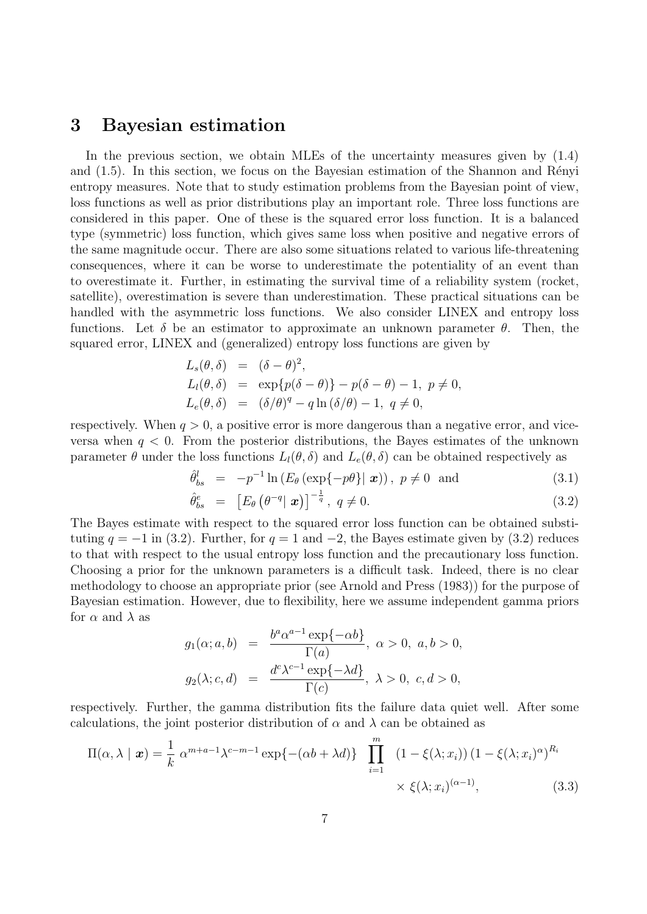## 3 Bayesian estimation

In the previous section, we obtain MLEs of the uncertainty measures given by (1.4) and (1.5). In this section, we focus on the Bayesian estimation of the Shannon and Rényi entropy measures. Note that to study estimation problems from the Bayesian point of view, loss functions as well as prior distributions play an important role. Three loss functions are considered in this paper. One of these is the squared error loss function. It is a balanced type (symmetric) loss function, which gives same loss when positive and negative errors of the same magnitude occur. There are also some situations related to various life-threatening consequences, where it can be worse to underestimate the potentiality of an event than to overestimate it. Further, in estimating the survival time of a reliability system (rocket, satellite), overestimation is severe than underestimation. These practical situations can be handled with the asymmetric loss functions. We also consider LINEX and entropy loss functions. Let $\delta$ be an estimator to approximate an unknown parameter $\theta$. Then, the squared error, LINEX and (generalized) entropy loss functions are given by

$$
\begin{aligned}
L_s(\theta,\delta) &= (\delta-\theta)^2,\\
L_l(\theta,\delta) &= \exp\{p(\delta-\theta)\} - p(\delta-\theta) - 1,\ p \neq 0,\\
L_e(\theta,\delta) &= (\delta/\theta)^q - q\ln(\delta/\theta) - 1,\ q \neq 0,
\end{aligned}
$$

respectively. When $q > 0$, a positive error is more dangerous than a negative error, and vice-versa when $q < 0$. From the posterior distributions, the Bayes estimates of the unknown parameter $\theta$ under the loss functions $L_l(\theta,\delta)$ and $L_e(\theta,\delta)$ can be obtained respectively as

$$
\hat{\theta}^{l}_{bs} = -p^{-1}\ln\left(E_\theta\left(\exp\{-p\theta\} \mid \boldsymbol{x}\right)\right),\ p \neq 0 \ \text{ and} \tag{3.1}
$$

$$
\hat{\theta}^{e}_{bs} = \left[E_\theta\left(\theta^{-q} \mid \boldsymbol{x}\right)\right]^{-\frac{1}{q}},\ q \neq 0. \tag{3.2}
$$

The Bayes estimate with respect to the squared error loss function can be obtained substituting $q = -1$ in (3.2). Further, for $q = 1$ and $-2$, the Bayes estimate given by (3.2) reduces to that with respect to the usual entropy loss function and the precautionary loss function. Choosing a prior for the unknown parameters is a difficult task. Indeed, there is no clear methodology to choose an appropriate prior (see Arnold and Press (1983)) for the purpose of Bayesian estimation. However, due to flexibility, here we assume independent gamma priors for $\alpha$ and $\lambda$ as

$$
\begin{aligned}
g_1(\alpha; a, b) &= \frac{b^a \alpha^{a-1}\exp\{-\alpha b\}}{\Gamma(a)},\ \alpha > 0,\ a, b > 0,\\
g_2(\lambda; c, d) &= \frac{d^c \lambda^{c-1}\exp\{-\lambda d\}}{\Gamma(c)},\ \lambda > 0,\ c, d > 0,
\end{aligned}
$$

respectively. Further, the gamma distribution fits the failure data quiet well. After some calculations, the joint posterior distribution of $\alpha$ and $\lambda$ can be obtained as

$$
\Pi(\alpha,\lambda \mid \boldsymbol{x}) = \frac{1}{k}\ \alpha^{m+a-1}\lambda^{c-m-1}\exp\{-(\alpha b + \lambda d)\} \prod_{i=1}^{m} \left(1-\xi(\lambda;x_i)\right)\left(1-\xi(\lambda;x_i)^{\alpha}\right)^{R_i} \times \xi(\lambda;x_i)^{(\alpha-1)}, \tag{3.3}
$$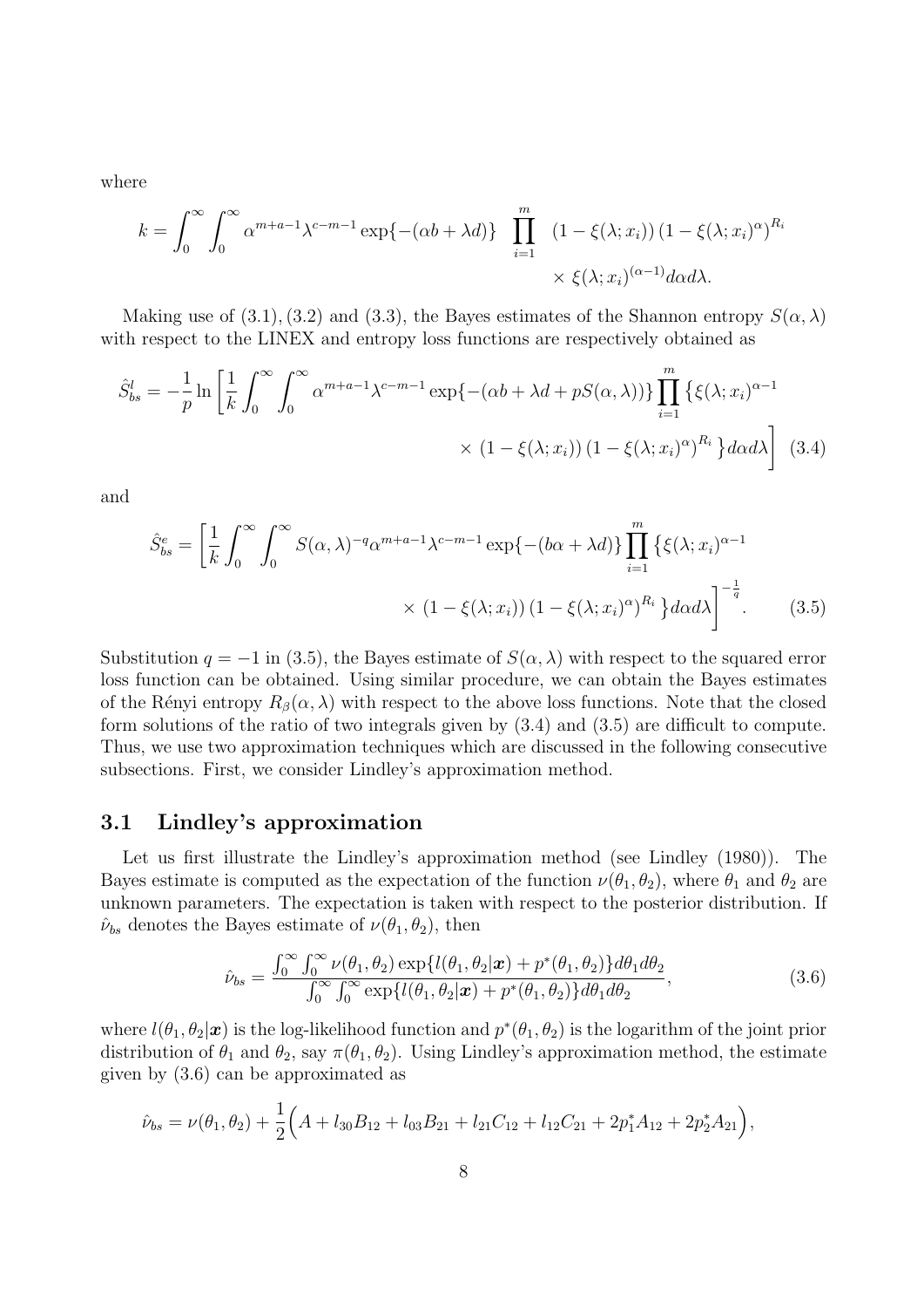where

$$k = \int_0^\infty \int_0^\infty \alpha^{m+a-1} \lambda^{c-m-1} \exp\{-(\alpha b + \lambda d)\} \prod_{i=1}^{m} (1 - \xi(\lambda; x_i)) (1 - \xi(\lambda; x_i)^\alpha)^{R_i} \times \xi(\lambda; x_i)^{(\alpha-1)} d\alpha d\lambda.$$

Making use of (3.1), (3.2) and (3.3), the Bayes estimates of the Shannon entropy $S(\alpha, \lambda)$ with respect to the LINEX and entropy loss functions are respectively obtained as

$$\hat{S}_{bs}^{l} = -\frac{1}{p} \ln \left[ \frac{1}{k} \int_0^\infty \int_0^\infty \alpha^{m+a-1} \lambda^{c-m-1} \exp\{-(\alpha b + \lambda d + pS(\alpha, \lambda))\} \prod_{i=1}^{m} \left\{ \xi(\lambda; x_i)^{\alpha-1} \times (1 - \xi(\lambda; x_i)) (1 - \xi(\lambda; x_i)^\alpha)^{R_i} \right\} d\alpha d\lambda \right] \quad (3.4)$$

and

$$\hat{S}_{bs}^{e} = \left[ \frac{1}{k} \int_0^\infty \int_0^\infty S(\alpha, \lambda)^{-q} \alpha^{m+a-1} \lambda^{c-m-1} \exp\{-(b\alpha + \lambda d)\} \prod_{i=1}^{m} \left\{ \xi(\lambda; x_i)^{\alpha-1} \times (1 - \xi(\lambda; x_i)) (1 - \xi(\lambda; x_i)^\alpha)^{R_i} \right\} d\alpha d\lambda \right]^{-\frac{1}{q}}. \quad (3.5)$$

Substitution $q = -1$ in (3.5), the Bayes estimate of $S(\alpha, \lambda)$ with respect to the squared error loss function can be obtained. Using similar procedure, we can obtain the Bayes estimates of the Rényi entropy $R_\beta(\alpha, \lambda)$ with respect to the above loss functions. Note that the closed form solutions of the ratio of two integrals given by (3.4) and (3.5) are difficult to compute. Thus, we use two approximation techniques which are discussed in the following consecutive subsections. First, we consider Lindley's approximation method.

## 3.1 Lindley's approximation

Let us first illustrate the Lindley's approximation method (see Lindley (1980)). The Bayes estimate is computed as the expectation of the function $\nu(\theta_1, \theta_2)$, where $\theta_1$ and $\theta_2$ are unknown parameters. The expectation is taken with respect to the posterior distribution. If $\hat{\nu}_{bs}$ denotes the Bayes estimate of $\nu(\theta_1, \theta_2)$, then

$$\hat{\nu}_{bs} = \frac{\int_0^\infty \int_0^\infty \nu(\theta_1, \theta_2) \exp\{l(\theta_1, \theta_2 | \boldsymbol{x}) + p^*(\theta_1, \theta_2)\} d\theta_1 d\theta_2}{\int_0^\infty \int_0^\infty \exp\{l(\theta_1, \theta_2 | \boldsymbol{x}) + p^*(\theta_1, \theta_2)\} d\theta_1 d\theta_2}, \quad (3.6)$$

where $l(\theta_1, \theta_2 | \boldsymbol{x})$ is the log-likelihood function and $p^*(\theta_1, \theta_2)$ is the logarithm of the joint prior distribution of $\theta_1$ and $\theta_2$, say $\pi(\theta_1, \theta_2)$. Using Lindley's approximation method, the estimate given by (3.6) can be approximated as

$$\hat{\nu}_{bs} = \nu(\theta_1, \theta_2) + \frac{1}{2} \Big( A + l_{30} B_{12} + l_{03} B_{21} + l_{21} C_{12} + l_{12} C_{21} + 2p_1^* A_{12} + 2p_2^* A_{21} \Big),$$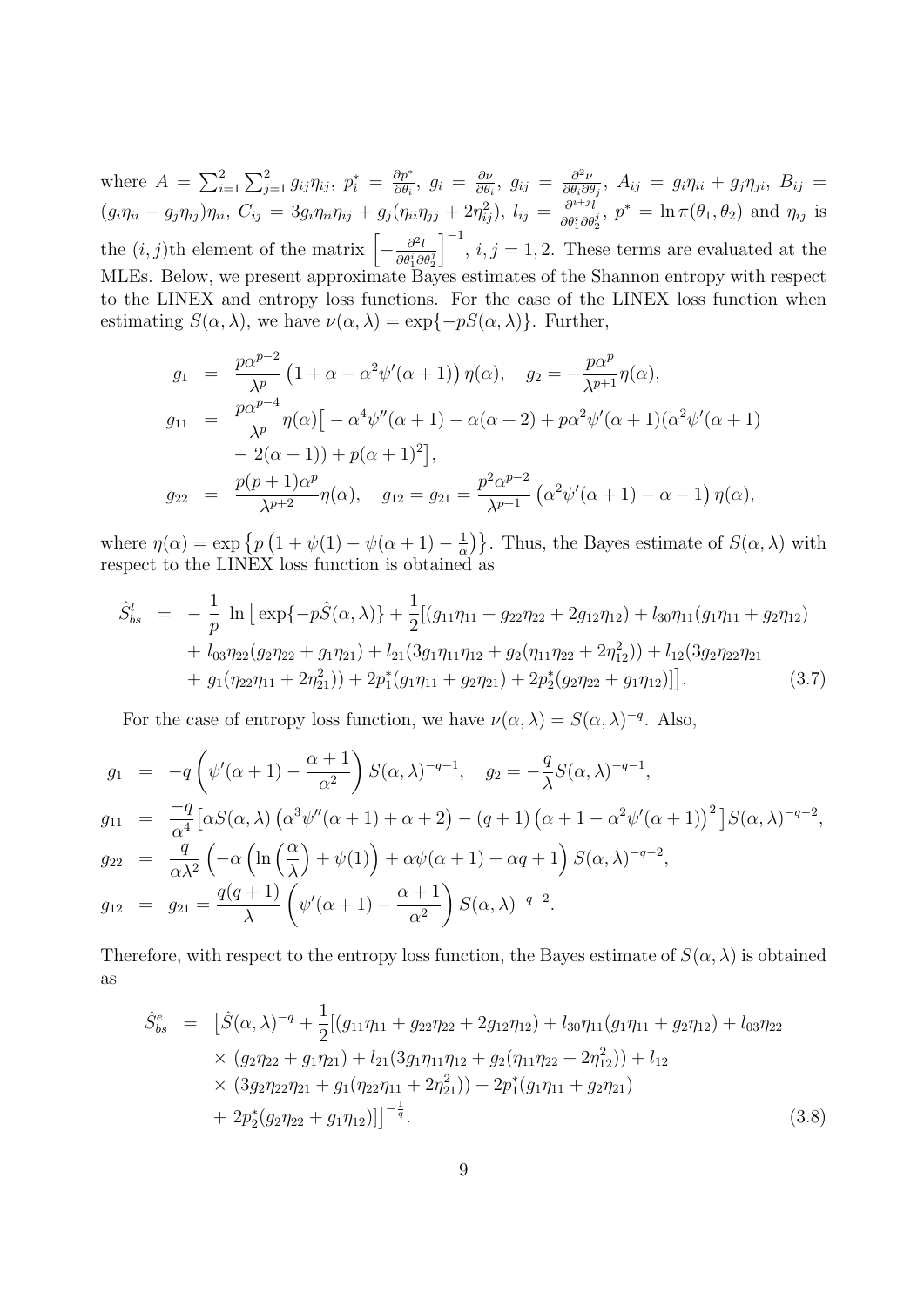where $A = \sum_{i=1}^{2}\sum_{j=1}^{2} g_{ij}\eta_{ij}$, $p_i^* = \frac{\partial p^*}{\partial \theta_i}$, $g_i = \frac{\partial \nu}{\partial \theta_i}$, $g_{ij} = \frac{\partial^2 \nu}{\partial \theta_i \partial \theta_j}$, $A_{ij} = g_i\eta_{ii} + g_j\eta_{ji}$, $B_{ij} = (g_i\eta_{ii} + g_j\eta_{ij})\eta_{ii}$, $C_{ij} = 3g_i\eta_{ii}\eta_{ij} + g_j(\eta_{ii}\eta_{jj} + 2\eta_{ij}^2)$, $l_{ij} = \frac{\partial^{i+j} l}{\partial \theta_1^i \partial \theta_2^j}$, $p^* = \ln \pi(\theta_1, \theta_2)$ and $\eta_{ij}$ is the $(i,j)$th element of the matrix $\left[-\frac{\partial^2 l}{\partial \theta_1^i \partial \theta_2^j}\right]^{-1}$, $i, j = 1, 2$. These terms are evaluated at the MLEs. Below, we present approximate Bayes estimates of the Shannon entropy with respect to the LINEX and entropy loss functions. For the case of the LINEX loss function when estimating $S(\alpha, \lambda)$, we have $\nu(\alpha, \lambda) = \exp\{-pS(\alpha, \lambda)\}$. Further,

$$
\begin{aligned}
g_1 &= \frac{p\alpha^{p-2}}{\lambda^p}\left(1 + \alpha - \alpha^2\psi'(\alpha+1)\right)\eta(\alpha), \quad g_2 = -\frac{p\alpha^p}{\lambda^{p+1}}\eta(\alpha), \\
g_{11} &= \frac{p\alpha^{p-4}}{\lambda^p}\eta(\alpha)\big[-\alpha^4\psi''(\alpha+1) - \alpha(\alpha+2) + p\alpha^2\psi'(\alpha+1)(\alpha^2\psi'(\alpha+1) \\
&\quad - 2(\alpha+1)) + p(\alpha+1)^2\big], \\
g_{22} &= \frac{p(p+1)\alpha^p}{\lambda^{p+2}}\eta(\alpha), \quad g_{12} = g_{21} = \frac{p^2\alpha^{p-2}}{\lambda^{p+1}}\left(\alpha^2\psi'(\alpha+1) - \alpha - 1\right)\eta(\alpha),
\end{aligned}
$$

where $\eta(\alpha) = \exp\left\{p\left(1 + \psi(1) - \psi(\alpha+1) - \frac{1}{\alpha}\right)\right\}$. Thus, the Bayes estimate of $S(\alpha, \lambda)$ with respect to the LINEX loss function is obtained as

$$
\begin{aligned}
\hat{S}_{bs}^{l} &= -\frac{1}{p}\ \ln\big[\exp\{-p\hat{S}(\alpha,\lambda)\} + \frac{1}{2}[(g_{11}\eta_{11} + g_{22}\eta_{22} + 2g_{12}\eta_{12}) + l_{30}\eta_{11}(g_1\eta_{11} + g_2\eta_{12}) \\
&\quad + l_{03}\eta_{22}(g_2\eta_{22} + g_1\eta_{21}) + l_{21}(3g_1\eta_{11}\eta_{12} + g_2(\eta_{11}\eta_{22} + 2\eta_{12}^2)) + l_{12}(3g_2\eta_{22}\eta_{21} \\
&\quad + g_1(\eta_{22}\eta_{11} + 2\eta_{21}^2)) + 2p_1^*(g_1\eta_{11} + g_2\eta_{21}) + 2p_2^*(g_2\eta_{22} + g_1\eta_{12})]\big]. \qquad (3.7)
\end{aligned}
$$

For the case of entropy loss function, we have $\nu(\alpha, \lambda) = S(\alpha, \lambda)^{-q}$. Also,

$$
\begin{aligned}
g_1 &= -q\left(\psi'(\alpha+1) - \frac{\alpha+1}{\alpha^2}\right)S(\alpha,\lambda)^{-q-1}, \quad g_2 = -\frac{q}{\lambda}S(\alpha,\lambda)^{-q-1}, \\
g_{11} &= \frac{-q}{\alpha^4}\left[\alpha S(\alpha,\lambda)\left(\alpha^3\psi''(\alpha+1) + \alpha + 2\right) - (q+1)\left(\alpha + 1 - \alpha^2\psi'(\alpha+1)\right)^2\right]S(\alpha,\lambda)^{-q-2}, \\
g_{22} &= \frac{q}{\alpha\lambda^2}\left(-\alpha\left(\ln\left(\frac{\alpha}{\lambda}\right) + \psi(1)\right) + \alpha\psi(\alpha+1) + \alpha q + 1\right)S(\alpha,\lambda)^{-q-2}, \\
g_{12} &= g_{21} = \frac{q(q+1)}{\lambda}\left(\psi'(\alpha+1) - \frac{\alpha+1}{\alpha^2}\right)S(\alpha,\lambda)^{-q-2}.
\end{aligned}
$$

Therefore, with respect to the entropy loss function, the Bayes estimate of $S(\alpha, \lambda)$ is obtained as

$$
\begin{aligned}
\hat{S}_{bs}^{e} &= \big[\hat{S}(\alpha,\lambda)^{-q} + \frac{1}{2}[(g_{11}\eta_{11} + g_{22}\eta_{22} + 2g_{12}\eta_{12}) + l_{30}\eta_{11}(g_1\eta_{11} + g_2\eta_{12}) + l_{03}\eta_{22} \\
&\quad \times (g_2\eta_{22} + g_1\eta_{21}) + l_{21}(3g_1\eta_{11}\eta_{12} + g_2(\eta_{11}\eta_{22} + 2\eta_{12}^2)) + l_{12} \\
&\quad \times (3g_2\eta_{22}\eta_{21} + g_1(\eta_{22}\eta_{11} + 2\eta_{21}^2)) + 2p_1^*(g_1\eta_{11} + g_2\eta_{21}) \\
&\quad + 2p_2^*(g_2\eta_{22} + g_1\eta_{12})]\big]^{-\frac{1}{q}}. \qquad (3.8)
\end{aligned}
$$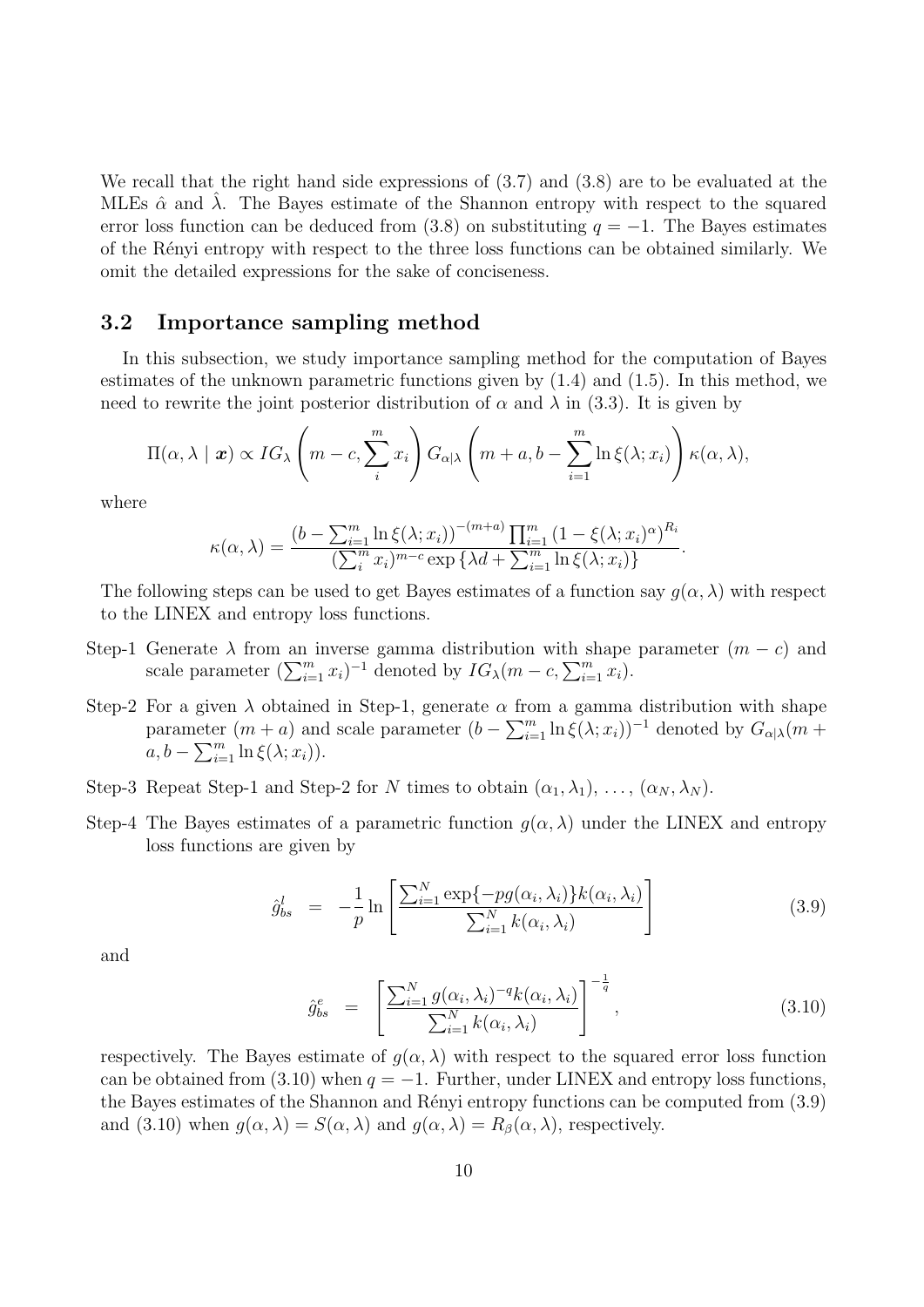We recall that the right hand side expressions of (3.7) and (3.8) are to be evaluated at the MLEs $\hat{\alpha}$ and $\hat{\lambda}$. The Bayes estimate of the Shannon entropy with respect to the squared error loss function can be deduced from (3.8) on substituting $q = -1$. The Bayes estimates of the Rényi entropy with respect to the three loss functions can be obtained similarly. We omit the detailed expressions for the sake of conciseness.

### 3.2 Importance sampling method

In this subsection, we study importance sampling method for the computation of Bayes estimates of the unknown parametric functions given by (1.4) and (1.5). In this method, we need to rewrite the joint posterior distribution of $\alpha$ and $\lambda$ in (3.3). It is given by

$$\Pi(\alpha, \lambda \mid \boldsymbol{x}) \propto IG_{\lambda}\left(m - c, \sum_{i}^{m} x_i\right) G_{\alpha|\lambda}\left(m + a, b - \sum_{i=1}^{m} \ln \xi(\lambda; x_i)\right) \kappa(\alpha, \lambda),$$

where

$$\kappa(\alpha, \lambda) = \frac{(b - \sum_{i=1}^{m} \ln \xi(\lambda; x_i))^{-(m+a)} \prod_{i=1}^{m} (1 - \xi(\lambda; x_i)^{\alpha})^{R_i}}{(\sum_{i}^{m} x_i)^{m-c} \exp\left\{\lambda d + \sum_{i=1}^{m} \ln \xi(\lambda; x_i)\right\}}.$$

The following steps can be used to get Bayes estimates of a function say $g(\alpha, \lambda)$ with respect to the LINEX and entropy loss functions.

- Step-1 Generate $\lambda$ from an inverse gamma distribution with shape parameter $(m - c)$ and scale parameter $(\sum_{i=1}^{m} x_i)^{-1}$ denoted by $IG_{\lambda}(m - c, \sum_{i=1}^{m} x_i)$.
- Step-2 For a given $\lambda$ obtained in Step-1, generate $\alpha$ from a gamma distribution with shape parameter $(m + a)$ and scale parameter $(b - \sum_{i=1}^{m} \ln \xi(\lambda; x_i))^{-1}$ denoted by $G_{\alpha|\lambda}(m + a, b - \sum_{i=1}^{m} \ln \xi(\lambda; x_i))$.
- Step-3 Repeat Step-1 and Step-2 for $N$ times to obtain $(\alpha_1, \lambda_1), \ldots, (\alpha_N, \lambda_N)$.
- Step-4 The Bayes estimates of a parametric function $g(\alpha, \lambda)$ under the LINEX and entropy loss functions are given by

$$\hat{g}_{bs}^{l} = -\frac{1}{p} \ln\left[\frac{\sum_{i=1}^{N} \exp\{-p g(\alpha_i, \lambda_i)\} k(\alpha_i, \lambda_i)}{\sum_{i=1}^{N} k(\alpha_i, \lambda_i)}\right] \tag{3.9}$$

and

$$\hat{g}_{bs}^{e} = \left[\frac{\sum_{i=1}^{N} g(\alpha_i, \lambda_i)^{-q} k(\alpha_i, \lambda_i)}{\sum_{i=1}^{N} k(\alpha_i, \lambda_i)}\right]^{-\frac{1}{q}}, \tag{3.10}$$

respectively. The Bayes estimate of $g(\alpha, \lambda)$ with respect to the squared error loss function can be obtained from (3.10) when $q = -1$. Further, under LINEX and entropy loss functions, the Bayes estimates of the Shannon and Rényi entropy functions can be computed from (3.9) and (3.10) when $g(\alpha, \lambda) = S(\alpha, \lambda)$ and $g(\alpha, \lambda) = R_{\beta}(\alpha, \lambda)$, respectively.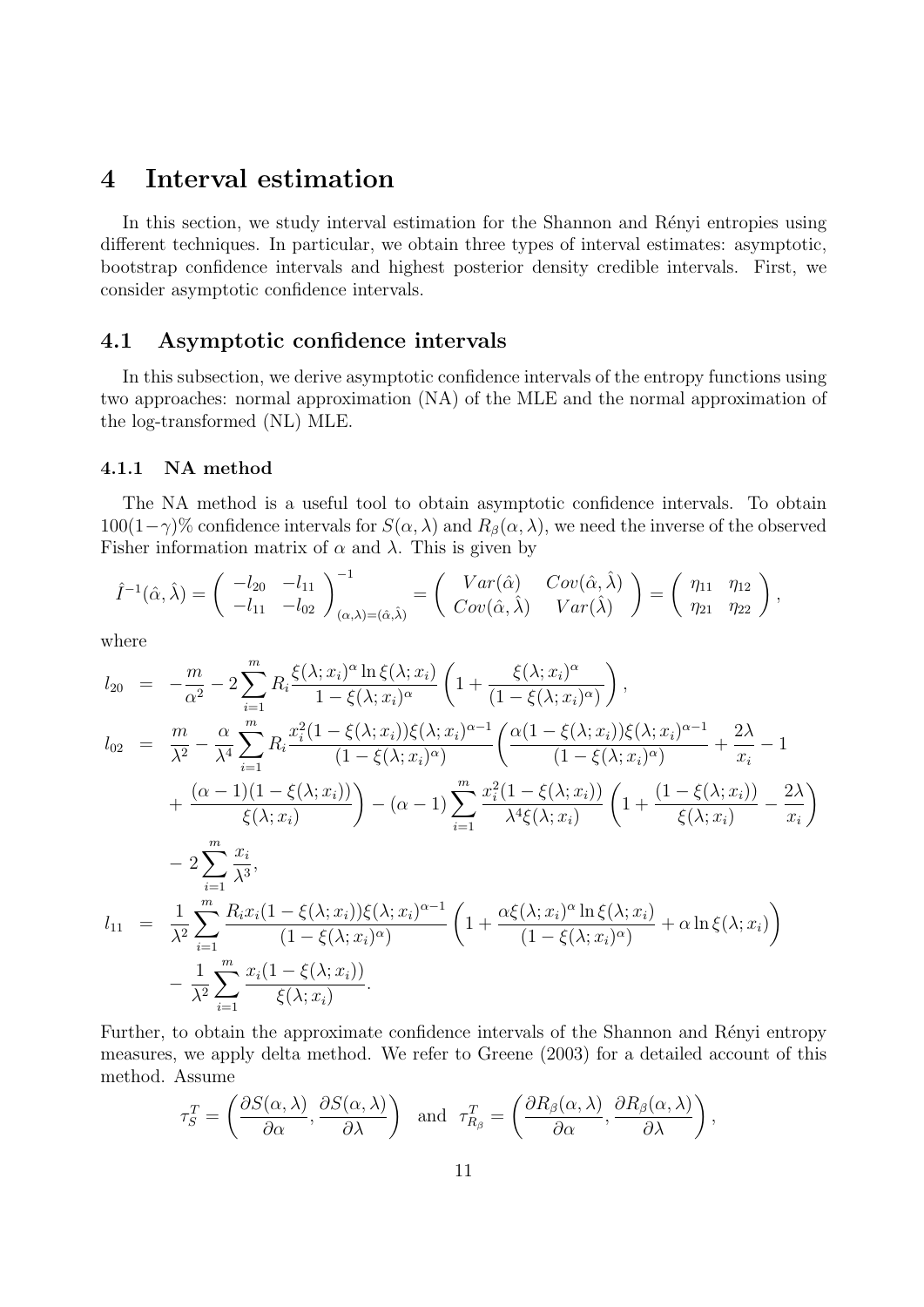# 4 Interval estimation

In this section, we study interval estimation for the Shannon and Rényi entropies using different techniques. In particular, we obtain three types of interval estimates: asymptotic, bootstrap confidence intervals and highest posterior density credible intervals. First, we consider asymptotic confidence intervals.

## 4.1 Asymptotic confidence intervals

In this subsection, we derive asymptotic confidence intervals of the entropy functions using two approaches: normal approximation (NA) of the MLE and the normal approximation of the log-transformed (NL) MLE.

### 4.1.1 NA method

The NA method is a useful tool to obtain asymptotic confidence intervals. To obtain $100(1-\gamma)\%$ confidence intervals for $S(\alpha,\lambda)$ and $R_\beta(\alpha,\lambda)$, we need the inverse of the observed Fisher information matrix of $\alpha$ and $\lambda$. This is given by

$$\hat{I}^{-1}(\hat{\alpha},\hat{\lambda}) = \begin{pmatrix} -l_{20} & -l_{11} \\ -l_{11} & -l_{02} \end{pmatrix}^{-1}_{(\alpha,\lambda)=(\hat{\alpha},\hat{\lambda})} = \begin{pmatrix} Var(\hat{\alpha}) & Cov(\hat{\alpha},\hat{\lambda}) \\ Cov(\hat{\alpha},\hat{\lambda}) & Var(\hat{\lambda}) \end{pmatrix} = \begin{pmatrix} \eta_{11} & \eta_{12} \\ \eta_{21} & \eta_{22} \end{pmatrix},$$

where

$$\begin{aligned}
l_{20} &= -\frac{m}{\alpha^2} - 2\sum_{i=1}^{m} R_i \frac{\xi(\lambda;x_i)^\alpha \ln \xi(\lambda;x_i)}{1-\xi(\lambda;x_i)^\alpha}\left(1 + \frac{\xi(\lambda;x_i)^\alpha}{(1-\xi(\lambda;x_i)^\alpha)}\right), \\
l_{02} &= \frac{m}{\lambda^2} - \frac{\alpha}{\lambda^4}\sum_{i=1}^{m} R_i \frac{x_i^2(1-\xi(\lambda;x_i))\xi(\lambda;x_i)^{\alpha-1}}{(1-\xi(\lambda;x_i)^\alpha)}\left(\frac{\alpha(1-\xi(\lambda;x_i))\xi(\lambda;x_i)^{\alpha-1}}{(1-\xi(\lambda;x_i)^\alpha)} + \frac{2\lambda}{x_i} - 1\right. \\
&\quad \left. + \frac{(\alpha-1)(1-\xi(\lambda;x_i))}{\xi(\lambda;x_i)}\right) - (\alpha-1)\sum_{i=1}^{m} \frac{x_i^2(1-\xi(\lambda;x_i))}{\lambda^4 \xi(\lambda;x_i)}\left(1 + \frac{(1-\xi(\lambda;x_i))}{\xi(\lambda;x_i)} - \frac{2\lambda}{x_i}\right) \\
&\quad - 2\sum_{i=1}^{m} \frac{x_i}{\lambda^3}, \\
l_{11} &= \frac{1}{\lambda^2}\sum_{i=1}^{m} \frac{R_i x_i (1-\xi(\lambda;x_i))\xi(\lambda;x_i)^{\alpha-1}}{(1-\xi(\lambda;x_i)^\alpha)}\left(1 + \frac{\alpha \xi(\lambda;x_i)^\alpha \ln \xi(\lambda;x_i)}{(1-\xi(\lambda;x_i)^\alpha)} + \alpha \ln \xi(\lambda;x_i)\right) \\
&\quad - \frac{1}{\lambda^2}\sum_{i=1}^{m} \frac{x_i(1-\xi(\lambda;x_i))}{\xi(\lambda;x_i)}.
\end{aligned}$$

Further, to obtain the approximate confidence intervals of the Shannon and Rényi entropy measures, we apply delta method. We refer to Greene (2003) for a detailed account of this method. Assume

$$\tau_S^T = \left(\frac{\partial S(\alpha,\lambda)}{\partial \alpha}, \frac{\partial S(\alpha,\lambda)}{\partial \lambda}\right) \quad \text{and} \quad \tau_{R_\beta}^T = \left(\frac{\partial R_\beta(\alpha,\lambda)}{\partial \alpha}, \frac{\partial R_\beta(\alpha,\lambda)}{\partial \lambda}\right),$$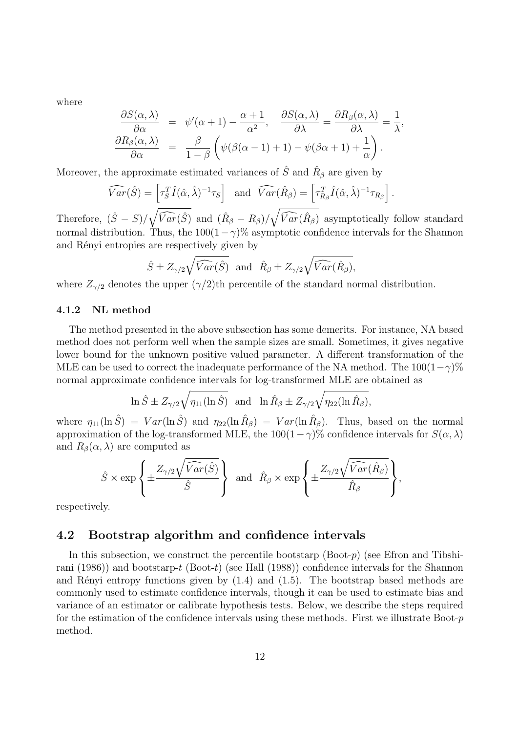where

$$
\begin{aligned}
\frac{\partial S(\alpha,\lambda)}{\partial \alpha} &= \psi'(\alpha+1) - \frac{\alpha+1}{\alpha^2}, \quad \frac{\partial S(\alpha,\lambda)}{\partial \lambda} = \frac{\partial R_\beta(\alpha,\lambda)}{\partial \lambda} = \frac{1}{\lambda}, \\
\frac{\partial R_\beta(\alpha,\lambda)}{\partial \alpha} &= \frac{\beta}{1-\beta}\left(\psi(\beta(\alpha-1)+1) - \psi(\beta\alpha+1) + \frac{1}{\alpha}\right).
\end{aligned}
$$

Moreover, the approximate estimated variances of $\hat{S}$ and $\hat{R}_\beta$ are given by

$$
\widehat{Var}(\hat{S}) = \left[\tau_S^T \hat{I}(\hat{\alpha},\hat{\lambda})^{-1}\tau_S\right] \quad \text{and} \quad \widehat{Var}(\hat{R}_\beta) = \left[\tau_{R_\beta}^T \hat{I}(\hat{\alpha},\hat{\lambda})^{-1}\tau_{R_\beta}\right].
$$

Therefore, $(\hat{S}-S)/\sqrt{\widehat{Var}(\hat{S})}$ and $(\hat{R}_\beta - R_\beta)/\sqrt{\widehat{Var}(\hat{R}_\beta)}$ asymptotically follow standard normal distribution. Thus, the $100(1-\gamma)\%$ asymptotic confidence intervals for the Shannon and Rényi entropies are respectively given by

$$
\hat{S} \pm Z_{\gamma/2}\sqrt{\widehat{Var}(\hat{S})} \quad \text{and} \quad \hat{R}_\beta \pm Z_{\gamma/2}\sqrt{\widehat{Var}(\hat{R}_\beta)},
$$

where $Z_{\gamma/2}$ denotes the upper $(\gamma/2)$th percentile of the standard normal distribution.

#### 4.1.2 NL method

The method presented in the above subsection has some demerits. For instance, NA based method does not perform well when the sample sizes are small. Sometimes, it gives negative lower bound for the unknown positive valued parameter. A different transformation of the MLE can be used to correct the inadequate performance of the NA method. The $100(1-\gamma)\%$ normal approximate confidence intervals for log-transformed MLE are obtained as

$$
\ln \hat{S} \pm Z_{\gamma/2}\sqrt{\eta_{11}(\ln \hat{S})} \quad \text{and} \quad \ln \hat{R}_\beta \pm Z_{\gamma/2}\sqrt{\eta_{22}(\ln \hat{R}_\beta)},
$$

where $\eta_{11}(\ln \hat{S}) = Var(\ln \hat{S})$ and $\eta_{22}(\ln \hat{R}_\beta) = Var(\ln \hat{R}_\beta)$. Thus, based on the normal approximation of the log-transformed MLE, the $100(1-\gamma)\%$ confidence intervals for $S(\alpha,\lambda)$ and $R_\beta(\alpha,\lambda)$ are computed as

$$
\hat{S} \times \exp\left\{\pm \frac{Z_{\gamma/2}\sqrt{\widehat{Var}(\hat{S})}}{\hat{S}}\right\} \quad \text{and} \quad \hat{R}_\beta \times \exp\left\{\pm \frac{Z_{\gamma/2}\sqrt{\widehat{Var}(\hat{R}_\beta)}}{\hat{R}_\beta}\right\},
$$

respectively.

### 4.2 Bootstrap algorithm and confidence intervals

In this subsection, we construct the percentile bootstarp (Boot-$p$) (see Efron and Tibshirani (1986)) and bootstarp-$t$ (Boot-$t$) (see Hall (1988)) confidence intervals for the Shannon and Rényi entropy functions given by (1.4) and (1.5). The bootstrap based methods are commonly used to estimate confidence intervals, though it can be used to estimate bias and variance of an estimator or calibrate hypothesis tests. Below, we describe the steps required for the estimation of the confidence intervals using these methods. First we illustrate Boot-$p$ method.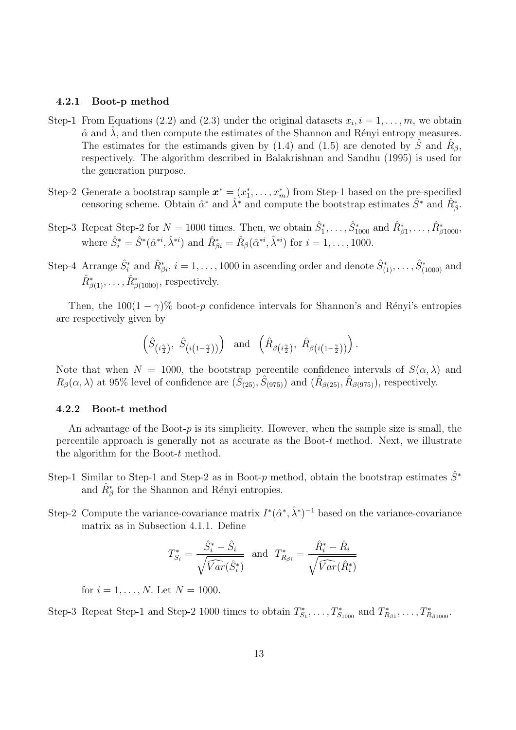#### 4.2.1 Boot-p method

Step-1 From Equations (2.2) and (2.3) under the original datasets $x_i, i = 1, \ldots, m$, we obtain $\hat{\alpha}$ and $\hat{\lambda}$, and then compute the estimates of the Shannon and Rényi entropy measures. The estimates for the estimands given by (1.4) and (1.5) are denoted by $\hat{S}$ and $\hat{R}_\beta$, respectively. The algorithm described in Balakrishnan and Sandhu (1995) is used for the generation purpose.

Step-2 Generate a bootstrap sample $\boldsymbol{x}^* = (x_1^*, \ldots, x_m^*)$ from Step-1 based on the pre-specified censoring scheme. Obtain $\hat{\alpha}^*$ and $\hat{\lambda}^*$ and compute the bootstrap estimates $\hat{S}^*$ and $\hat{R}_\beta^*$.

Step-3 Repeat Step-2 for $N = 1000$ times. Then, we obtain $\hat{S}_1^*, \ldots, \hat{S}_{1000}^*$ and $\hat{R}_{\beta 1}^*, \ldots, \hat{R}_{\beta 1000}^*$, where $\hat{S}_i^* = \hat{S}^*(\hat{\alpha}^{*i}, \hat{\lambda}^{*i})$ and $\hat{R}_{\beta i}^* = \hat{R}_\beta(\hat{\alpha}^{*i}, \hat{\lambda}^{*i})$ for $i = 1, \ldots, 1000$.

Step-4 Arrange $\hat{S}_i^*$ and $\hat{R}_{\beta i}^*$, $i = 1, \ldots, 1000$ in ascending order and denote $\hat{S}_{(1)}^*, \ldots, \hat{S}_{(1000)}^*$ and $\hat{R}_{\beta(1)}^*, \ldots, \hat{R}_{\beta(1000)}^*$, respectively.

Then, the $100(1-\gamma)\%$ boot-$p$ confidence intervals for Shannon's and Rényi's entropies are respectively given by

$$\left(\hat{S}_{\left(i\frac{\gamma}{2}\right)},\ \hat{S}_{\left(i\left(1-\frac{\gamma}{2}\right)\right)}\right) \quad \text{and} \quad \left(\hat{R}_{\beta\left(i\frac{\gamma}{2}\right)},\ \hat{R}_{\beta\left(i\left(1-\frac{\gamma}{2}\right)\right)}\right).$$

Note that when $N = 1000$, the bootstrap percentile confidence intervals of $S(\alpha, \lambda)$ and $R_\beta(\alpha, \lambda)$ at 95% level of confidence are $(\hat{S}_{(25)}, \hat{S}_{(975)})$ and $(\hat{R}_{\beta(25)}, \hat{R}_{\beta(975)})$, respectively.

#### 4.2.2 Boot-t method

An advantage of the Boot-$p$ is its simplicity. However, when the sample size is small, the percentile approach is generally not as accurate as the Boot-$t$ method. Next, we illustrate the algorithm for the Boot-$t$ method.

Step-1 Similar to Step-1 and Step-2 as in Boot-$p$ method, obtain the bootstrap estimates $\hat{S}^*$ and $\hat{R}_\beta^*$ for the Shannon and Rényi entropies.

Step-2 Compute the variance-covariance matrix $I^*(\hat{\alpha}^*, \hat{\lambda}^*)^{-1}$ based on the variance-covariance matrix as in Subsection 4.1.1. Define

$$T_{S_i}^* = \frac{\hat{S}_i^* - \hat{S}_i}{\sqrt{\widehat{Var}(\hat{S}_i^*)}} \quad \text{and} \quad T_{R_{\beta i}}^* = \frac{\hat{R}_i^* - \hat{R}_i}{\sqrt{\widehat{Var}(\hat{R}_i^*)}}$$

for $i = 1, \ldots, N$. Let $N = 1000$.

Step-3 Repeat Step-1 and Step-2 1000 times to obtain $T_{S_1}^*, \ldots, T_{S_{1000}}^*$ and $T_{R_{\beta 1}}^*, \ldots, T_{R_{\beta 1000}}^*$.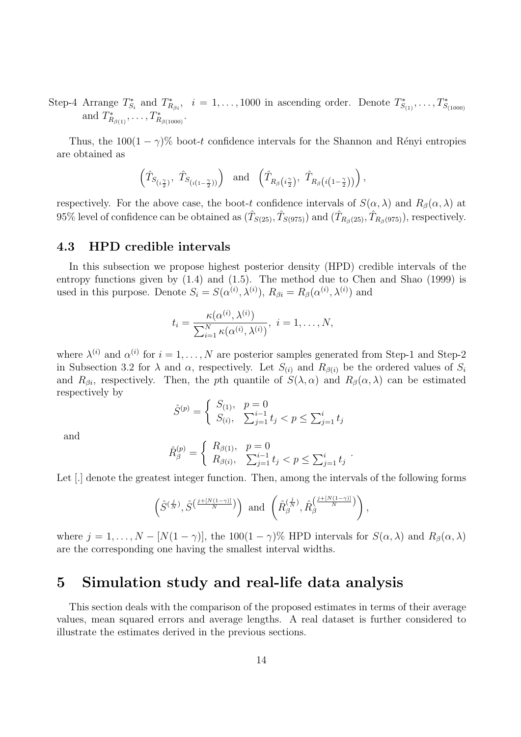Step-4 Arrange $T^*_{S_i}$ and $T^*_{R_{\beta i}}$, $i = 1, \ldots, 1000$ in ascending order. Denote $T^*_{S_{(1)}}, \ldots, T^*_{S_{(1000)}}$ and $T^*_{R_{\beta(1)}}, \ldots, T^*_{R_{\beta(1000)}}$.

Thus, the $100(1-\gamma)\%$ boot-$t$ confidence intervals for the Shannon and Rényi entropies are obtained as

$$\left(\hat{T}_{S_{\left(i\frac{\gamma}{2}\right)}},\ \hat{T}_{S_{\left(i\left(1-\frac{\gamma}{2}\right)\right)}}\right) \quad \text{and} \quad \left(\hat{T}_{R_{\beta}\left(i\frac{\gamma}{2}\right)},\ \hat{T}_{R_{\beta}\left(i\left(1-\frac{\gamma}{2}\right)\right)}\right),$$

respectively. For the above case, the boot-$t$ confidence intervals of $S(\alpha, \lambda)$ and $R_\beta(\alpha, \lambda)$ at 95% level of confidence can be obtained as $(\hat{T}_{S(25)}, \hat{T}_{S(975)})$ and $(\hat{T}_{R_\beta(25)}, \hat{T}_{R_\beta(975)})$, respectively.

### 4.3 HPD credible intervals

In this subsection we propose highest posterior density (HPD) credible intervals of the entropy functions given by (1.4) and (1.5). The method due to Chen and Shao (1999) is used in this purpose. Denote $S_i = S(\alpha^{(i)}, \lambda^{(i)})$, $R_{\beta i} = R_\beta(\alpha^{(i)}, \lambda^{(i)})$ and

$$t_i = \frac{\kappa(\alpha^{(i)}, \lambda^{(i)})}{\sum_{i=1}^{N} \kappa(\alpha^{(i)}, \lambda^{(i)})},\ i = 1, \ldots, N,$$

where $\lambda^{(i)}$ and $\alpha^{(i)}$ for $i = 1, \ldots, N$ are posterior samples generated from Step-1 and Step-2 in Subsection 3.2 for $\lambda$ and $\alpha$, respectively. Let $S_{(i)}$ and $R_{\beta(i)}$ be the ordered values of $S_i$ and $R_{\beta i}$, respectively. Then, the $p$th quantile of $S(\lambda, \alpha)$ and $R_\beta(\alpha, \lambda)$ can be estimated respectively by

$$\hat{S}^{(p)} = \begin{cases} S_{(1)}, & p = 0 \\ S_{(i)}, & \sum_{j=1}^{i-1} t_j < p \leq \sum_{j=1}^{i} t_j \end{cases}$$

and

$$\hat{R}_\beta^{(p)} = \begin{cases} R_{\beta(1)}, & p = 0 \\ R_{\beta(i)}, & \sum_{j=1}^{i-1} t_j < p \leq \sum_{j=1}^{i} t_j \end{cases}.$$

Let [.] denote the greatest integer function. Then, among the intervals of the following forms

$$\left(\hat{S}^{(\frac{j}{N})}, \hat{S}^{\left(\frac{j+[N(1-\gamma)]}{N}\right)}\right) \text{ and } \left(\hat{R}_\beta^{(\frac{j}{N})}, \hat{R}_\beta^{\left(\frac{j+[N(1-\gamma)]}{N}\right)}\right),$$

where $j = 1, \ldots, N - [N(1-\gamma)]$, the $100(1-\gamma)\%$ HPD intervals for $S(\alpha, \lambda)$ and $R_\beta(\alpha, \lambda)$ are the corresponding one having the smallest interval widths.

## 5 Simulation study and real-life data analysis

This section deals with the comparison of the proposed estimates in terms of their average values, mean squared errors and average lengths. A real dataset is further considered to illustrate the estimates derived in the previous sections.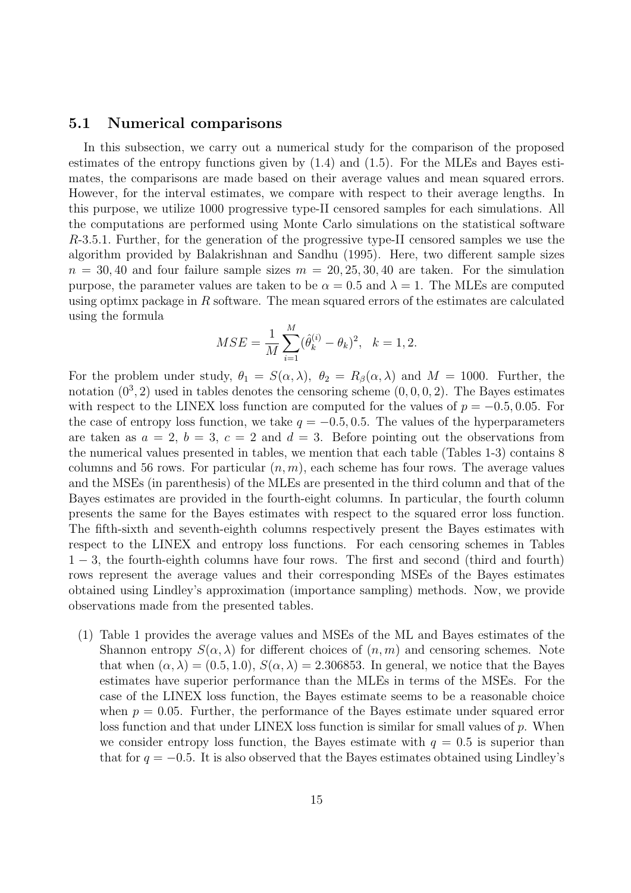### 5.1 Numerical comparisons

In this subsection, we carry out a numerical study for the comparison of the proposed estimates of the entropy functions given by (1.4) and (1.5). For the MLEs and Bayes estimates, the comparisons are made based on their average values and mean squared errors. However, for the interval estimates, we compare with respect to their average lengths. In this purpose, we utilize 1000 progressive type-II censored samples for each simulations. All the computations are performed using Monte Carlo simulations on the statistical software *R*-3.5.1. Further, for the generation of the progressive type-II censored samples we use the algorithm provided by Balakrishnan and Sandhu (1995). Here, two different sample sizes $n = 30, 40$ and four failure sample sizes $m = 20, 25, 30, 40$ are taken. For the simulation purpose, the parameter values are taken to be $\alpha = 0.5$ and $\lambda = 1$. The MLEs are computed using optimx package in *R* software. The mean squared errors of the estimates are calculated using the formula

$$MSE = \frac{1}{M}\sum_{i=1}^{M}(\hat{\theta}_k^{(i)} - \theta_k)^2, \quad k = 1, 2.$$

For the problem under study, $\theta_1 = S(\alpha, \lambda)$, $\theta_2 = R_\beta(\alpha, \lambda)$ and $M = 1000$. Further, the notation $(0^3, 2)$ used in tables denotes the censoring scheme $(0, 0, 0, 2)$. The Bayes estimates with respect to the LINEX loss function are computed for the values of $p = -0.5, 0.05$. For the case of entropy loss function, we take $q = -0.5, 0.5$. The values of the hyperparameters are taken as $a = 2$, $b = 3$, $c = 2$ and $d = 3$. Before pointing out the observations from the numerical values presented in tables, we mention that each table (Tables 1-3) contains 8 columns and 56 rows. For particular $(n, m)$, each scheme has four rows. The average values and the MSEs (in parenthesis) of the MLEs are presented in the third column and that of the Bayes estimates are provided in the fourth-eight columns. In particular, the fourth column presents the same for the Bayes estimates with respect to the squared error loss function. The fifth-sixth and seventh-eighth columns respectively present the Bayes estimates with respect to the LINEX and entropy loss functions. For each censoring schemes in Tables $1-3$, the fourth-eighth columns have four rows. The first and second (third and fourth) rows represent the average values and their corresponding MSEs of the Bayes estimates obtained using Lindley's approximation (importance sampling) methods. Now, we provide observations made from the presented tables.

(1) Table 1 provides the average values and MSEs of the ML and Bayes estimates of the Shannon entropy $S(\alpha, \lambda)$ for different choices of $(n, m)$ and censoring schemes. Note that when $(\alpha, \lambda) = (0.5, 1.0)$, $S(\alpha, \lambda) = 2.306853$. In general, we notice that the Bayes estimates have superior performance than the MLEs in terms of the MSEs. For the case of the LINEX loss function, the Bayes estimate seems to be a reasonable choice when $p = 0.05$. Further, the performance of the Bayes estimate under squared error loss function and that under LINEX loss function is similar for small values of $p$. When we consider entropy loss function, the Bayes estimate with $q = 0.5$ is superior than that for $q = -0.5$. It is also observed that the Bayes estimates obtained using Lindley's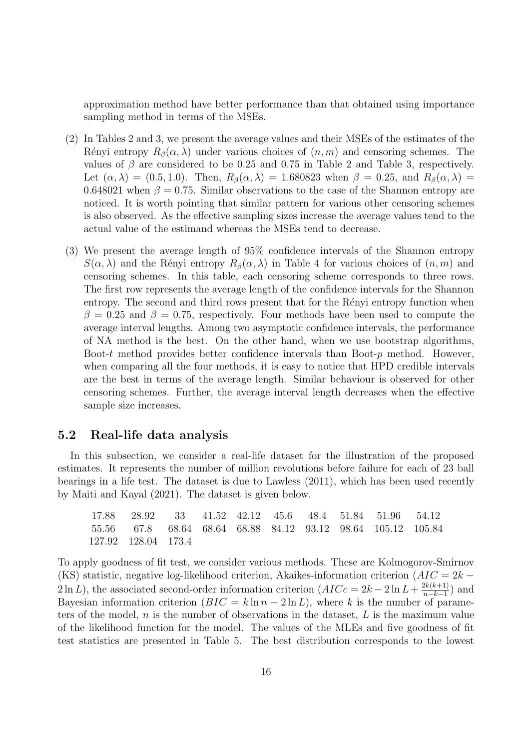approximation method have better performance than that obtained using importance sampling method in terms of the MSEs.

(2) In Tables 2 and 3, we present the average values and their MSEs of the estimates of the Rényi entropy $R_\beta(\alpha, \lambda)$ under various choices of $(n, m)$ and censoring schemes. The values of $\beta$ are considered to be 0.25 and 0.75 in Table 2 and Table 3, respectively. Let $(\alpha, \lambda) = (0.5, 1.0)$. Then, $R_\beta(\alpha, \lambda) = 1.680823$ when $\beta = 0.25$, and $R_\beta(\alpha, \lambda) = 0.648021$ when $\beta = 0.75$. Similar observations to the case of the Shannon entropy are noticed. It is worth pointing that similar pattern for various other censoring schemes is also observed. As the effective sampling sizes increase the average values tend to the actual value of the estimand whereas the MSEs tend to decrease.

(3) We present the average length of 95% confidence intervals of the Shannon entropy $S(\alpha, \lambda)$ and the Rényi entropy $R_\beta(\alpha, \lambda)$ in Table 4 for various choices of $(n, m)$ and censoring schemes. In this table, each censoring scheme corresponds to three rows. The first row represents the average length of the confidence intervals for the Shannon entropy. The second and third rows present that for the Rényi entropy function when $\beta = 0.25$ and $\beta = 0.75$, respectively. Four methods have been used to compute the average interval lengths. Among two asymptotic confidence intervals, the performance of NA method is the best. On the other hand, when we use bootstrap algorithms, Boot-$t$ method provides better confidence intervals than Boot-$p$ method. However, when comparing all the four methods, it is easy to notice that HPD credible intervals are the best in terms of the average length. Similar behaviour is observed for other censoring schemes. Further, the average interval length decreases when the effective sample size increases.

## 5.2 Real-life data analysis

In this subsection, we consider a real-life dataset for the illustration of the proposed estimates. It represents the number of million revolutions before failure for each of 23 ball bearings in a life test. The dataset is due to Lawless (2011), which has been used recently by Maiti and Kayal (2021). The dataset is given below.

|  |  |  |  |  |  |  |  |  |  |
|---|---|---|---|---|---|---|---|---|---|
| 17.88 | 28.92 | 33 | 41.52 | 42.12 | 45.6 | 48.4 | 51.84 | 51.96 | 54.12 |
| 55.56 | 67.8 | 68.64 | 68.64 | 68.88 | 84.12 | 93.12 | 98.64 | 105.12 | 105.84 |
| 127.92 | 128.04 | 173.4 |  |  |  |  |  |  |  |

To apply goodness of fit test, we consider various methods. These are Kolmogorov-Smirnov (KS) statistic, negative log-likelihood criterion, Akaikes-information criterion ($AIC = 2k - 2\ln L$), the associated second-order information criterion ($AICc = 2k - 2\ln L + \frac{2k(k+1)}{n-k-1}$) and Bayesian information criterion ($BIC = k\ln n - 2\ln L$), where $k$ is the number of parameters of the model, $n$ is the number of observations in the dataset, $L$ is the maximum value of the likelihood function for the model. The values of the MLEs and five goodness of fit test statistics are presented in Table 5. The best distribution corresponds to the lowest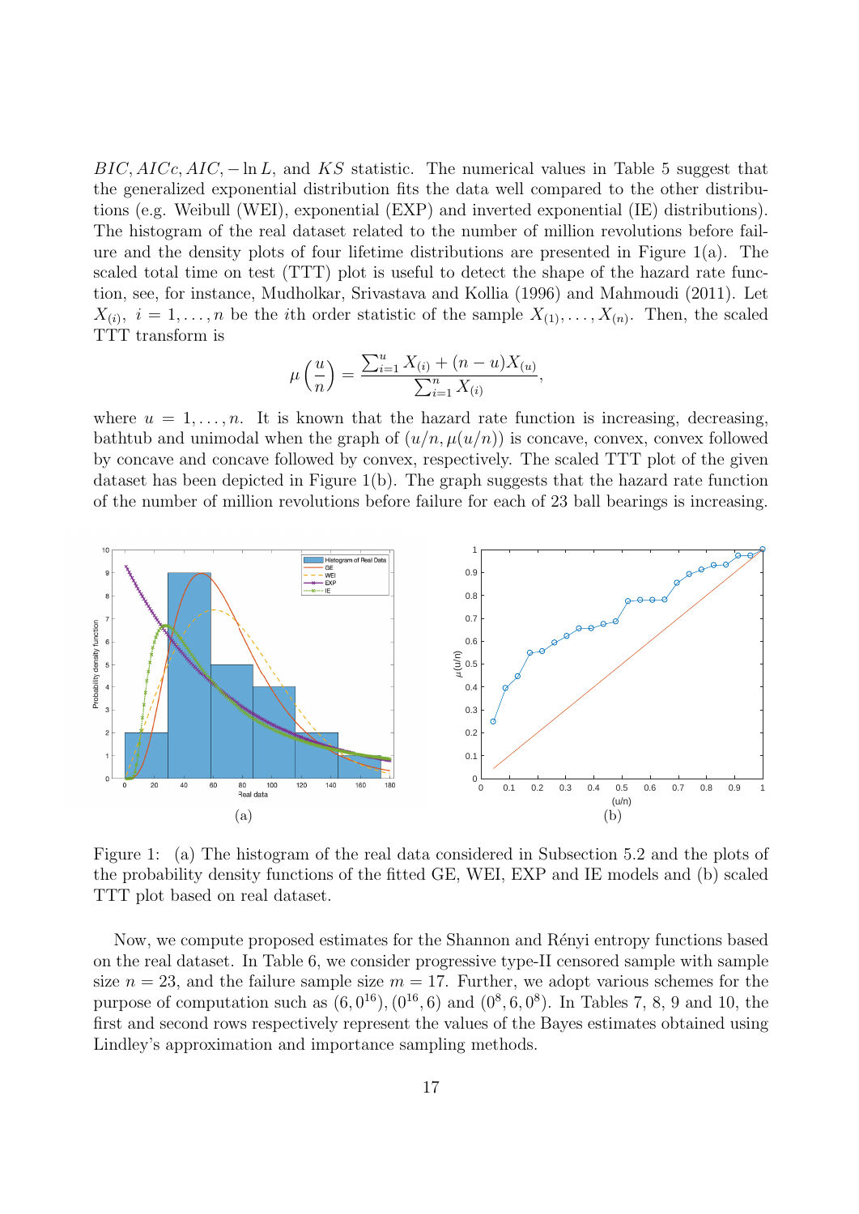$BIC, AICc, AIC, -\ln L$, and $KS$ statistic. The numerical values in Table 5 suggest that the generalized exponential distribution fits the data well compared to the other distributions (e.g. Weibull (WEI), exponential (EXP) and inverted exponential (IE) distributions). The histogram of the real dataset related to the number of million revolutions before failure and the density plots of four lifetime distributions are presented in Figure 1(a). The scaled total time on test (TTT) plot is useful to detect the shape of the hazard rate function, see, for instance, Mudholkar, Srivastava and Kollia (1996) and Mahmoudi (2011). Let $X_{(i)},\ i = 1, \ldots, n$ be the $i$th order statistic of the sample $X_{(1)}, \ldots, X_{(n)}$. Then, the scaled TTT transform is

$$\mu\left(\frac{u}{n}\right) = \frac{\sum_{i=1}^{u} X_{(i)} + (n-u)X_{(u)}}{\sum_{i=1}^{n} X_{(i)}},$$

where $u = 1, \ldots, n$. It is known that the hazard rate function is increasing, decreasing, bathtub and unimodal when the graph of $(u/n, \mu(u/n))$ is concave, convex, convex followed by concave and concave followed by convex, respectively. The scaled TTT plot of the given dataset has been depicted in Figure 1(b). The graph suggests that the hazard rate function of the number of million revolutions before failure for each of 23 ball bearings is increasing.

Figure 1: (a) The histogram of the real data considered in Subsection 5.2 and the plots of the probability density functions of the fitted GE, WEI, EXP and IE models and (b) scaled TTT plot based on real dataset.

Now, we compute proposed estimates for the Shannon and Rényi entropy functions based on the real dataset. In Table 6, we consider progressive type-II censored sample with sample size $n = 23$, and the failure sample size $m = 17$. Further, we adopt various schemes for the purpose of computation such as $(6, 0^{16})$, $(0^{16}, 6)$ and $(0^{8}, 6, 0^{8})$. In Tables 7, 8, 9 and 10, the first and second rows respectively represent the values of the Bayes estimates obtained using Lindley's approximation and importance sampling methods.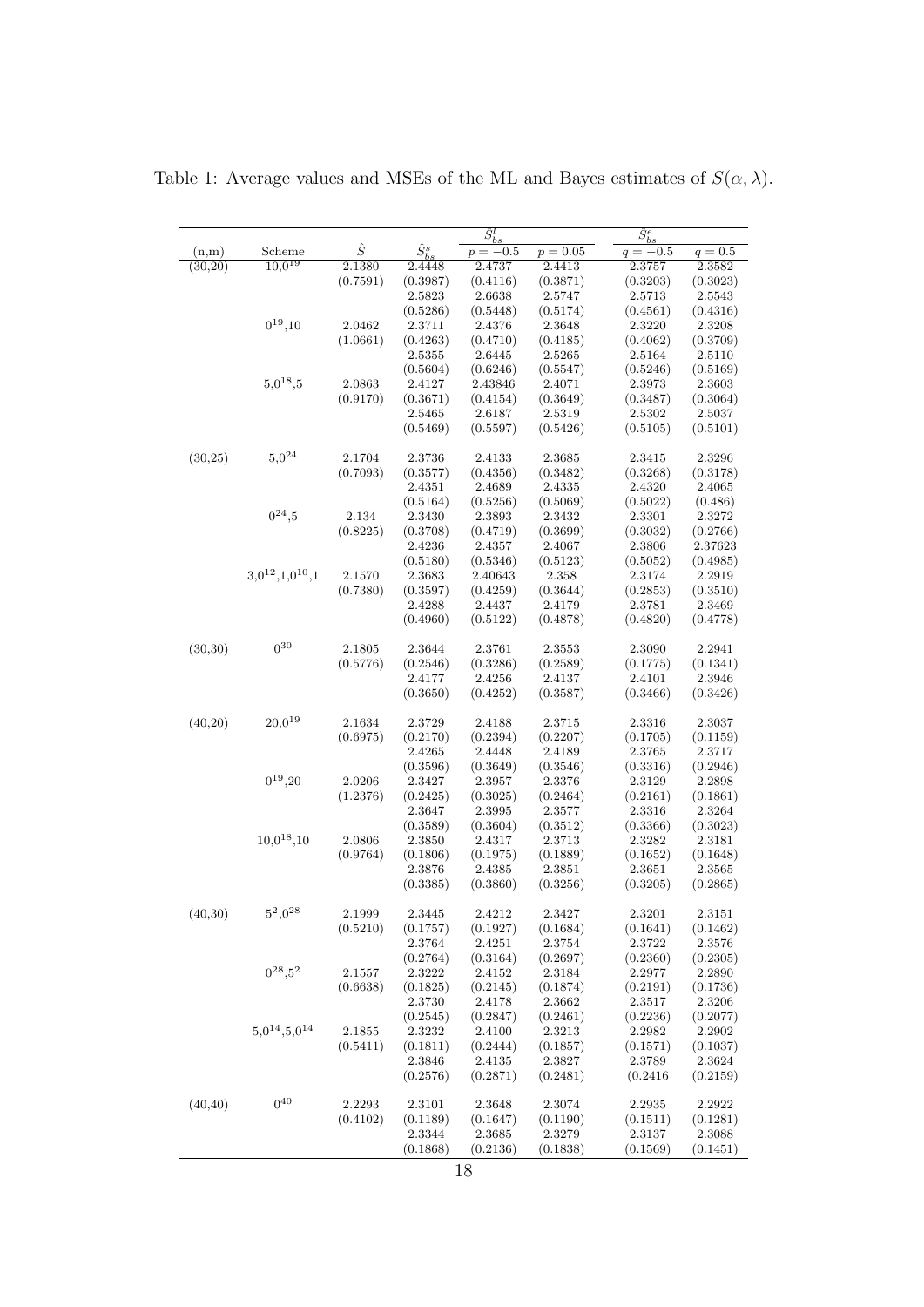Table 1: Average values and MSEs of the ML and Bayes estimates of $S(\alpha, \lambda)$.

| | | | | $\hat{S}^l_{bs}$ | | $\hat{S}^e_{bs}$ | |
|---|---|---|---|---|---|---|---|
| (n,m) | Scheme | $\hat{S}$ | $\hat{S}^s_{bs}$ | $p=-0.5$ | $p=0.05$ | $q=-0.5$ | $q=0.5$ |
| (30,20) | $10,0^{19}$ | 2.1380 | 2.4448 | 2.4737 | 2.4413 | 2.3757 | 2.3582 |
| | | (0.7591) | (0.3987) | (0.4116) | (0.3871) | (0.3203) | (0.3023) |
| | | | 2.5823 | 2.6638 | 2.5747 | 2.5713 | 2.5543 |
| | | | (0.5286) | (0.5448) | (0.5174) | (0.4561) | (0.4316) |
| | $0^{19},10$ | 2.0462 | 2.3711 | 2.4376 | 2.3648 | 2.3220 | 2.3208 |
| | | (1.0661) | (0.4263) | (0.4710) | (0.4185) | (0.4062) | (0.3709) |
| | | | 2.5355 | 2.6445 | 2.5265 | 2.5164 | 2.5110 |
| | | | (0.5604) | (0.6246) | (0.5547) | (0.5246) | (0.5169) |
| | $5,0^{18},5$ | 2.0863 | 2.4127 | 2.43846 | 2.4071 | 2.3973 | 2.3603 |
| | | (0.9170) | (0.3671) | (0.4154) | (0.3649) | (0.3487) | (0.3064) |
| | | | 2.5465 | 2.6187 | 2.5319 | 2.5302 | 2.5037 |
| | | | (0.5469) | (0.5597) | (0.5426) | (0.5105) | (0.5101) |
| (30,25) | $5,0^{24}$ | 2.1704 | 2.3736 | 2.4133 | 2.3685 | 2.3415 | 2.3296 |
| | | (0.7093) | (0.3577) | (0.4356) | (0.3482) | (0.3268) | (0.3178) |
| | | | 2.4351 | 2.4689 | 2.4335 | 2.4320 | 2.4065 |
| | | | (0.5164) | (0.5256) | (0.5069) | (0.5022) | (0.486) |
| | $0^{24},5$ | 2.134 | 2.3430 | 2.3893 | 2.3432 | 2.3301 | 2.3272 |
| | | (0.8225) | (0.3708) | (0.4719) | (0.3699) | (0.3032) | (0.2766) |
| | | | 2.4236 | 2.4357 | 2.4067 | 2.3806 | 2.37623 |
| | | | (0.5180) | (0.5346) | (0.5123) | (0.5052) | (0.4985) |
| | $3,0^{12},1,0^{10},1$ | 2.1570 | 2.3683 | 2.40643 | 2.358 | 2.3174 | 2.2919 |
| | | (0.7380) | (0.3597) | (0.4259) | (0.3644) | (0.2853) | (0.3510) |
| | | | 2.4288 | 2.4437 | 2.4179 | 2.3781 | 2.3469 |
| | | | (0.4960) | (0.5122) | (0.4878) | (0.4820) | (0.4778) |
| (30,30) | $0^{30}$ | 2.1805 | 2.3644 | 2.3761 | 2.3553 | 2.3090 | 2.2941 |
| | | (0.5776) | (0.2546) | (0.3286) | (0.2589) | (0.1775) | (0.1341) |
| | | | 2.4177 | 2.4256 | 2.4137 | 2.4101 | 2.3946 |
| | | | (0.3650) | (0.4252) | (0.3587) | (0.3466) | (0.3426) |
| (40,20) | $20,0^{19}$ | 2.1634 | 2.3729 | 2.4188 | 2.3715 | 2.3316 | 2.3037 |
| | | (0.6975) | (0.2170) | (0.2394) | (0.2207) | (0.1705) | (0.1159) |
| | | | 2.4265 | 2.4448 | 2.4189 | 2.3765 | 2.3717 |
| | | | (0.3596) | (0.3649) | (0.3546) | (0.3316) | (0.2946) |
| | $0^{19},20$ | 2.0206 | 2.3427 | 2.3957 | 2.3376 | 2.3129 | 2.2898 |
| | | (1.2376) | (0.2425) | (0.3025) | (0.2464) | (0.2161) | (0.1861) |
| | | | 2.3647 | 2.3995 | 2.3577 | 2.3316 | 2.3264 |
| | | | (0.3589) | (0.3604) | (0.3512) | (0.3366) | (0.3023) |
| | $10,0^{18},10$ | 2.0806 | 2.3850 | 2.4317 | 2.3713 | 2.3282 | 2.3181 |
| | | (0.9764) | (0.1806) | (0.1975) | (0.1889) | (0.1652) | (0.1648) |
| | | | 2.3876 | 2.4385 | 2.3851 | 2.3651 | 2.3565 |
| | | | (0.3385) | (0.3860) | (0.3256) | (0.3205) | (0.2865) |
| (40,30) | $5^2,0^{28}$ | 2.1999 | 2.3445 | 2.4212 | 2.3427 | 2.3201 | 2.3151 |
| | | (0.5210) | (0.1757) | (0.1927) | (0.1684) | (0.1641) | (0.1462) |
| | | | 2.3764 | 2.4251 | 2.3754 | 2.3722 | 2.3576 |
| | | | (0.2764) | (0.3164) | (0.2697) | (0.2360) | (0.2305) |
| | $0^{28},5^2$ | 2.1557 | 2.3222 | 2.4152 | 2.3184 | 2.2977 | 2.2890 |
| | | (0.6638) | (0.1825) | (0.2145) | (0.1874) | (0.2191) | (0.1736) |
| | | | 2.3730 | 2.4178 | 2.3662 | 2.3517 | 2.3206 |
| | | | (0.2545) | (0.2847) | (0.2461) | (0.2236) | (0.2077) |
| | $5,0^{14},5,0^{14}$ | 2.1855 | 2.3232 | 2.4100 | 2.3213 | 2.2982 | 2.2902 |
| | | (0.5411) | (0.1811) | (0.2444) | (0.1857) | (0.1571) | (0.1037) |
| | | | 2.3846 | 2.4135 | 2.3827 | 2.3789 | 2.3624 |
| | | | (0.2576) | (0.2871) | (0.2481) | (0.2416 | (0.2159) |
| (40,40) | $0^{40}$ | 2.2293 | 2.3101 | 2.3648 | 2.3074 | 2.2935 | 2.2922 |
| | | (0.4102) | (0.1189) | (0.1647) | (0.1190) | (0.1511) | (0.1281) |
| | | | 2.3344 | 2.3685 | 2.3279 | 2.3137 | 2.3088 |
| | | | (0.1868) | (0.2136) | (0.1838) | (0.1569) | (0.1451) |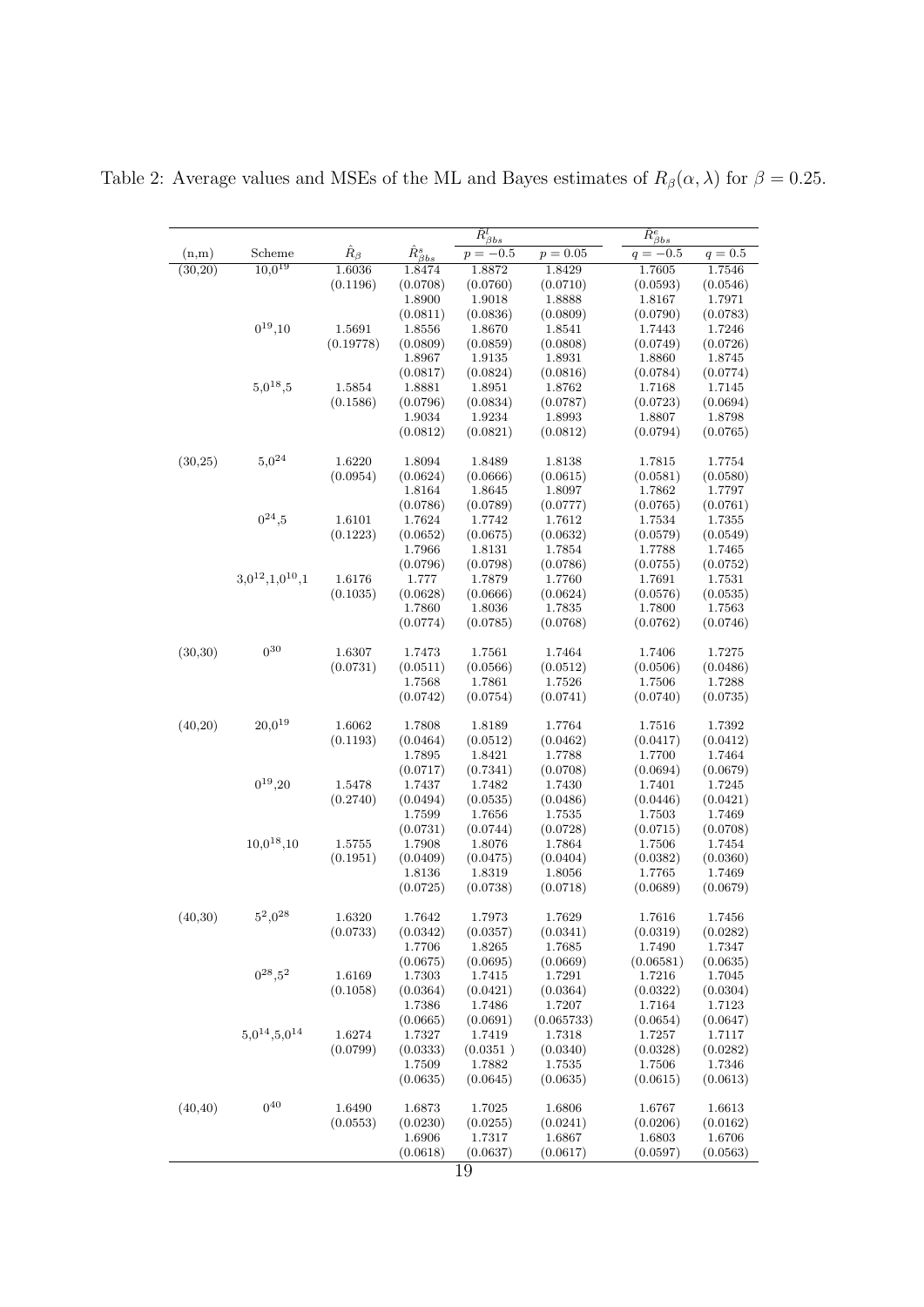Table 2: Average values and MSEs of the ML and Bayes estimates of $R_\beta(\alpha,\lambda)$ for $\beta = 0.25$.

| (n,m) | Scheme | $\hat{R}_\beta$ | $\hat{R}^s_{\beta bs}$ | $\hat{R}^l_{\beta bs}$ | | $\hat{R}^e_{\beta bs}$ | |
|---|---|---|---|---|---|---|---|
| | | | | $p=-0.5$ | $p=0.05$ | $q=-0.5$ | $q=0.5$ |
| (30,20) | $10,0^{19}$ | 1.6036 | 1.8474 | 1.8872 | 1.8429 | 1.7605 | 1.7546 |
| | | (0.1196) | (0.0708) | (0.0760) | (0.0710) | (0.0593) | (0.0546) |
| | | | 1.8900 | 1.9018 | 1.8888 | 1.8167 | 1.7971 |
| | | | (0.0811) | (0.0836) | (0.0809) | (0.0790) | (0.0783) |
| | $0^{19},10$ | 1.5691 | 1.8556 | 1.8670 | 1.8541 | 1.7443 | 1.7246 |
| | | (0.19778) | (0.0809) | (0.0859) | (0.0808) | (0.0749) | (0.0726) |
| | | | 1.8967 | 1.9135 | 1.8931 | 1.8860 | 1.8745 |
| | | | (0.0817) | (0.0824) | (0.0816) | (0.0784) | (0.0774) |
| | $5,0^{18},5$ | 1.5854 | 1.8881 | 1.8951 | 1.8762 | 1.7168 | 1.7145 |
| | | (0.1586) | (0.0796) | (0.0834) | (0.0787) | (0.0723) | (0.0694) |
| | | | 1.9034 | 1.9234 | 1.8993 | 1.8807 | 1.8798 |
| | | | (0.0812) | (0.0821) | (0.0812) | (0.0794) | (0.0765) |
| (30,25) | $5,0^{24}$ | 1.6220 | 1.8094 | 1.8489 | 1.8138 | 1.7815 | 1.7754 |
| | | (0.0954) | (0.0624) | (0.0666) | (0.0615) | (0.0581) | (0.0580) |
| | | | 1.8164 | 1.8645 | 1.8097 | 1.7862 | 1.7797 |
| | | | (0.0786) | (0.0789) | (0.0777) | (0.0765) | (0.0761) |
| | $0^{24},5$ | 1.6101 | 1.7624 | 1.7742 | 1.7612 | 1.7534 | 1.7355 |
| | | (0.1223) | (0.0652) | (0.0675) | (0.0632) | (0.0579) | (0.0549) |
| | | | 1.7966 | 1.8131 | 1.7854 | 1.7788 | 1.7465 |
| | | | (0.0796) | (0.0798) | (0.0786) | (0.0755) | (0.0752) |
| | $3,0^{12},1,0^{10},1$ | 1.6176 | 1.777 | 1.7879 | 1.7760 | 1.7691 | 1.7531 |
| | | (0.1035) | (0.0628) | (0.0666) | (0.0624) | (0.0576) | (0.0535) |
| | | | 1.7860 | 1.8036 | 1.7835 | 1.7800 | 1.7563 |
| | | | (0.0774) | (0.0785) | (0.0768) | (0.0762) | (0.0746) |
| (30,30) | $0^{30}$ | 1.6307 | 1.7473 | 1.7561 | 1.7464 | 1.7406 | 1.7275 |
| | | (0.0731) | (0.0511) | (0.0566) | (0.0512) | (0.0506) | (0.0486) |
| | | | 1.7568 | 1.7861 | 1.7526 | 1.7506 | 1.7288 |
| | | | (0.0742) | (0.0754) | (0.0741) | (0.0740) | (0.0735) |
| (40,20) | $20,0^{19}$ | 1.6062 | 1.7808 | 1.8189 | 1.7764 | 1.7516 | 1.7392 |
| | | (0.1193) | (0.0464) | (0.0512) | (0.0462) | (0.0417) | (0.0412) |
| | | | 1.7895 | 1.8421 | 1.7788 | 1.7700 | 1.7464 |
| | | | (0.0717) | (0.7341) | (0.0708) | (0.0694) | (0.0679) |
| | $0^{19},20$ | 1.5478 | 1.7437 | 1.7482 | 1.7430 | 1.7401 | 1.7245 |
| | | (0.2740) | (0.0494) | (0.0535) | (0.0486) | (0.0446) | (0.0421) |
| | | | 1.7599 | 1.7656 | 1.7535 | 1.7503 | 1.7469 |
| | | | (0.0731) | (0.0744) | (0.0728) | (0.0715) | (0.0708) |
| | $10,0^{18},10$ | 1.5755 | 1.7908 | 1.8076 | 1.7864 | 1.7506 | 1.7454 |
| | | (0.1951) | (0.0409) | (0.0475) | (0.0404) | (0.0382) | (0.0360) |
| | | | 1.8136 | 1.8319 | 1.8056 | 1.7765 | 1.7469 |
| | | | (0.0725) | (0.0738) | (0.0718) | (0.0689) | (0.0679) |
| (40,30) | $5^2,0^{28}$ | 1.6320 | 1.7642 | 1.7973 | 1.7629 | 1.7616 | 1.7456 |
| | | (0.0733) | (0.0342) | (0.0357) | (0.0341) | (0.0319) | (0.0282) |
| | | | 1.7706 | 1.8265 | 1.7685 | 1.7490 | 1.7347 |
| | | | (0.0675) | (0.0695) | (0.0669) | (0.06581) | (0.0635) |
| | $0^{28},5^2$ | 1.6169 | 1.7303 | 1.7415 | 1.7291 | 1.7216 | 1.7045 |
| | | (0.1058) | (0.0364) | (0.0421) | (0.0364) | (0.0322) | (0.0304) |
| | | | 1.7386 | 1.7486 | 1.7207 | 1.7164 | 1.7123 |
| | | | (0.0665) | (0.0691) | (0.065733) | (0.0654) | (0.0647) |
| | $5,0^{14},5,0^{14}$ | 1.6274 | 1.7327 | 1.7419 | 1.7318 | 1.7257 | 1.7117 |
| | | (0.0799) | (0.0333) | (0.0351 ) | (0.0340) | (0.0328) | (0.0282) |
| | | | 1.7509 | 1.7882 | 1.7535 | 1.7506 | 1.7346 |
| | | | (0.0635) | (0.0645) | (0.0635) | (0.0615) | (0.0613) |
| (40,40) | $0^{40}$ | 1.6490 | 1.6873 | 1.7025 | 1.6806 | 1.6767 | 1.6613 |
| | | (0.0553) | (0.0230) | (0.0255) | (0.0241) | (0.0206) | (0.0162) |
| | | | 1.6906 | 1.7317 | 1.6867 | 1.6803 | 1.6706 |
| | | | (0.0618) | (0.0637) | (0.0617) | (0.0597) | (0.0563) |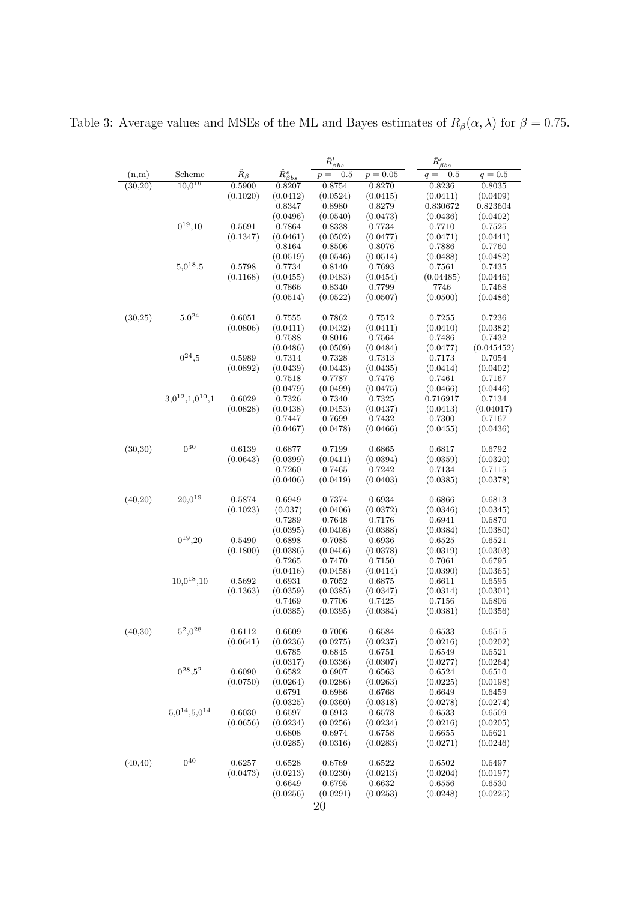Table 3: Average values and MSEs of the ML and Bayes estimates of $R_\beta(\alpha, \lambda)$ for $\beta = 0.75$.

| (n,m) | Scheme | $\hat{R}_\beta$ | $\hat{R}^s_{\beta bs}$ | $\hat{R}^l_{\beta bs}$ | | $\hat{R}^e_{\beta bs}$ | |
|---|---|---|---|---|---|---|---|
| | | | | $p=-0.5$ | $p=0.05$ | $q=-0.5$ | $q=0.5$ |
| (30,20) | $10,0^{19}$ | 0.5900 | 0.8207 | 0.8754 | 0.8270 | 0.8236 | 0.8035 |
| | | (0.1020) | (0.0412) | (0.0524) | (0.0415) | (0.0411) | (0.0409) |
| | | | 0.8347 | 0.8980 | 0.8279 | 0.830672 | 0.823604 |
| | | | (0.0496) | (0.0540) | (0.0473) | (0.0436) | (0.0402) |
| | $0^{19},10$ | 0.5691 | 0.7864 | 0.8338 | 0.7734 | 0.7710 | 0.7525 |
| | | (0.1347) | (0.0461) | (0.0502) | (0.0477) | (0.0471) | (0.0441) |
| | | | 0.8164 | 0.8506 | 0.8076 | 0.7886 | 0.7760 |
| | | | (0.0519) | (0.0546) | (0.0514) | (0.0488) | (0.0482) |
| | $5,0^{18},5$ | 0.5798 | 0.7734 | 0.8140 | 0.7693 | 0.7561 | 0.7435 |
| | | (0.1168) | (0.0455) | (0.0483) | (0.0454) | (0.04485) | (0.0446) |
| | | | 0.7866 | 0.8340 | 0.7799 | 7746 | 0.7468 |
| | | | (0.0514) | (0.0522) | (0.0507) | (0.0500) | (0.0486) |
| (30,25) | $5,0^{24}$ | 0.6051 | 0.7555 | 0.7862 | 0.7512 | 0.7255 | 0.7236 |
| | | (0.0806) | (0.0411) | (0.0432) | (0.0411) | (0.0410) | (0.0382) |
| | | | 0.7588 | 0.8016 | 0.7564 | 0.7486 | 0.7432 |
| | | | (0.0486) | (0.0509) | (0.0484) | (0.0477) | (0.045452) |
| | $0^{24},5$ | 0.5989 | 0.7314 | 0.7328 | 0.7313 | 0.7173 | 0.7054 |
| | | (0.0892) | (0.0439) | (0.0443) | (0.0435) | (0.0414) | (0.0402) |
| | | | 0.7518 | 0.7787 | 0.7476 | 0.7461 | 0.7167 |
| | | | (0.0479) | (0.0499) | (0.0475) | (0.0466) | (0.0446) |
| | $3,0^{12},1,0^{10},1$ | 0.6029 | 0.7326 | 0.7340 | 0.7325 | 0.716917 | 0.7134 |
| | | (0.0828) | (0.0438) | (0.0453) | (0.0437) | (0.0413) | (0.04017) |
| | | | 0.7447 | 0.7699 | 0.7432 | 0.7300 | 0.7167 |
| | | | (0.0467) | (0.0478) | (0.0466) | (0.0455) | (0.0436) |
| (30,30) | $0^{30}$ | 0.6139 | 0.6877 | 0.7199 | 0.6865 | 0.6817 | 0.6792 |
| | | (0.0643) | (0.0399) | (0.0411) | (0.0394) | (0.0359) | (0.0320) |
| | | | 0.7260 | 0.7465 | 0.7242 | 0.7134 | 0.7115 |
| | | | (0.0406) | (0.0419) | (0.0403) | (0.0385) | (0.0378) |
| (40,20) | $20,0^{19}$ | 0.5874 | 0.6949 | 0.7374 | 0.6934 | 0.6866 | 0.6813 |
| | | (0.1023) | (0.037) | (0.0406) | (0.0372) | (0.0346) | (0.0345) |
| | | | 0.7289 | 0.7648 | 0.7176 | 0.6941 | 0.6870 |
| | | | (0.0395) | (0.0408) | (0.0388) | (0.0384) | (0.0380) |
| | $0^{19},20$ | 0.5490 | 0.6898 | 0.7085 | 0.6936 | 0.6525 | 0.6521 |
| | | (0.1800) | (0.0386) | (0.0456) | (0.0378) | (0.0319) | (0.0303) |
| | | | 0.7265 | 0.7470 | 0.7150 | 0.7061 | 0.6795 |
| | | | (0.0416) | (0.0458) | (0.0414) | (0.0390) | (0.0365) |
| | $10,0^{18},10$ | 0.5692 | 0.6931 | 0.7052 | 0.6875 | 0.6611 | 0.6595 |
| | | (0.1363) | (0.0359) | (0.0385) | (0.0347) | (0.0314) | (0.0301) |
| | | | 0.7469 | 0.7706 | 0.7425 | 0.7156 | 0.6806 |
| | | | (0.0385) | (0.0395) | (0.0384) | (0.0381) | (0.0356) |
| (40,30) | $5^2,0^{28}$ | 0.6112 | 0.6609 | 0.7006 | 0.6584 | 0.6533 | 0.6515 |
| | | (0.0641) | (0.0236) | (0.0275) | (0.0237) | (0.0216) | (0.0202) |
| | | | 0.6785 | 0.6845 | 0.6751 | 0.6549 | 0.6521 |
| | | | (0.0317) | (0.0336) | (0.0307) | (0.0277) | (0.0264) |
| | $0^{28},5^2$ | 0.6090 | 0.6582 | 0.6907 | 0.6563 | 0.6524 | 0.6510 |
| | | (0.0750) | (0.0264) | (0.0286) | (0.0263) | (0.0225) | (0.0198) |
| | | | 0.6791 | 0.6986 | 0.6768 | 0.6649 | 0.6459 |
| | | | (0.0325) | (0.0360) | (0.0318) | (0.0278) | (0.0274) |
| | $5,0^{14},5,0^{14}$ | 0.6030 | 0.6597 | 0.6913 | 0.6578 | 0.6533 | 0.6509 |
| | | (0.0656) | (0.0234) | (0.0256) | (0.0234) | (0.0216) | (0.0205) |
| | | | 0.6808 | 0.6974 | 0.6758 | 0.6655 | 0.6621 |
| | | | (0.0285) | (0.0316) | (0.0283) | (0.0271) | (0.0246) |
| (40,40) | $0^{40}$ | 0.6257 | 0.6528 | 0.6769 | 0.6522 | 0.6502 | 0.6497 |
| | | (0.0473) | (0.0213) | (0.0230) | (0.0213) | (0.0204) | (0.0197) |
| | | | 0.6649 | 0.6795 | 0.6632 | 0.6556 | 0.6530 |
| | | | (0.0256) | (0.0291) | (0.0253) | (0.0248) | (0.0225) |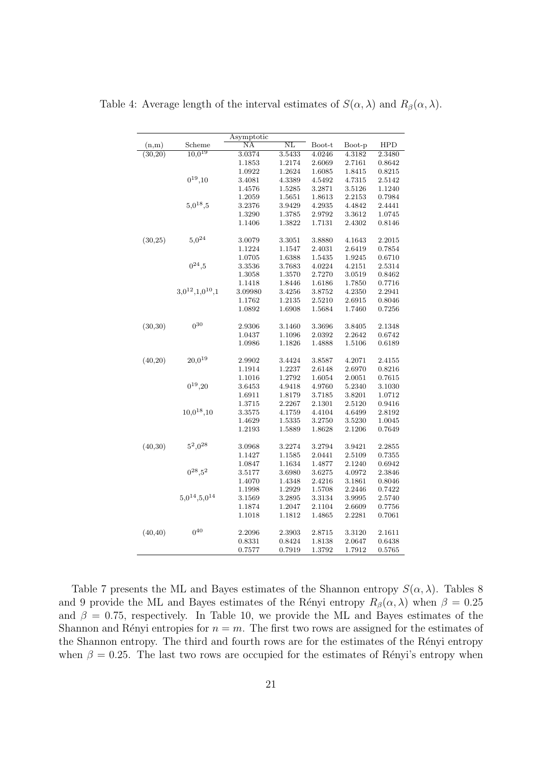Table 4: Average length of the interval estimates of $S(\alpha, \lambda)$ and $R_\beta(\alpha, \lambda)$.

| | | Asymptotic | | | | |
|---|---|---|---|---|---|---|
| (n,m) | Scheme | NA | NL | Boot-t | Boot-p | HPD |
| (30,20) | $10,0^{19}$ | 3.0374 | 3.5433 | 4.0246 | 4.3182 | 2.3480 |
| | | 1.1853 | 1.2174 | 2.6069 | 2.7161 | 0.8642 |
| | | 1.0922 | 1.2624 | 1.6085 | 1.8415 | 0.8215 |
| | $0^{19},10$ | 3.4081 | 4.3389 | 4.5492 | 4.7315 | 2.5142 |
| | | 1.4576 | 1.5285 | 3.2871 | 3.5126 | 1.1240 |
| | | 1.2059 | 1.5651 | 1.8613 | 2.2153 | 0.7984 |
| | $5,0^{18},5$ | 3.2376 | 3.9429 | 4.2935 | 4.4842 | 2.4441 |
| | | 1.3290 | 1.3785 | 2.9792 | 3.3612 | 1.0745 |
| | | 1.1406 | 1.3822 | 1.7131 | 2.4302 | 0.8146 |
| (30,25) | $5,0^{24}$ | 3.0079 | 3.3051 | 3.8880 | 4.1643 | 2.2015 |
| | | 1.1224 | 1.1547 | 2.4031 | 2.6419 | 0.7854 |
| | | 1.0705 | 1.6388 | 1.5435 | 1.9245 | 0.6710 |
| | $0^{24},5$ | 3.3536 | 3.7683 | 4.0224 | 4.2151 | 2.5314 |
| | | 1.3058 | 1.3570 | 2.7270 | 3.0519 | 0.8462 |
| | | 1.1418 | 1.8446 | 1.6186 | 1.7850 | 0.7716 |
| | $3,0^{12},1,0^{10},1$ | 3.09980 | 3.4256 | 3.8752 | 4.2350 | 2.2941 |
| | | 1.1762 | 1.2135 | 2.5210 | 2.6915 | 0.8046 |
| | | 1.0892 | 1.6908 | 1.5684 | 1.7460 | 0.7256 |
| (30,30) | $0^{30}$ | 2.9306 | 3.1460 | 3.3696 | 3.8405 | 2.1348 |
| | | 1.0437 | 1.1096 | 2.0392 | 2.2642 | 0.6742 |
| | | 1.0986 | 1.1826 | 1.4888 | 1.5106 | 0.6189 |
| (40,20) | $20,0^{19}$ | 2.9902 | 3.4424 | 3.8587 | 4.2071 | 2.4155 |
| | | 1.1914 | 1.2237 | 2.6148 | 2.6970 | 0.8216 |
| | | 1.1016 | 1.2792 | 1.6054 | 2.0051 | 0.7615 |
| | $0^{19},20$ | 3.6453 | 4.9418 | 4.9760 | 5.2340 | 3.1030 |
| | | 1.6911 | 1.8179 | 3.7185 | 3.8201 | 1.0712 |
| | | 1.3715 | 2.2267 | 2.1301 | 2.5120 | 0.9416 |
| | $10,0^{18},10$ | 3.3575 | 4.1759 | 4.4104 | 4.6499 | 2.8192 |
| | | 1.4629 | 1.5335 | 3.2750 | 3.5230 | 1.0045 |
| | | 1.2193 | 1.5889 | 1.8628 | 2.1206 | 0.7649 |
| (40,30) | $5^2,0^{28}$ | 3.0968 | 3.2274 | 3.2794 | 3.9421 | 2.2855 |
| | | 1.1427 | 1.1585 | 2.0441 | 2.5109 | 0.7355 |
| | | 1.0847 | 1.1634 | 1.4877 | 2.1240 | 0.6942 |
| | $0^{28},5^2$ | 3.5177 | 3.6980 | 3.6275 | 4.0972 | 2.3846 |
| | | 1.4070 | 1.4348 | 2.4216 | 3.1861 | 0.8046 |
| | | 1.1998 | 1.2929 | 1.5708 | 2.2446 | 0.7422 |
| | $5,0^{14},5,0^{14}$ | 3.1569 | 3.2895 | 3.3134 | 3.9995 | 2.5740 |
| | | 1.1874 | 1.2047 | 2.1104 | 2.6609 | 0.7756 |
| | | 1.1018 | 1.1812 | 1.4865 | 2.2281 | 0.7061 |
| (40,40) | $0^{40}$ | 2.2096 | 2.3903 | 2.8715 | 3.3120 | 2.1611 |
| | | 0.8331 | 0.8424 | 1.8138 | 2.0647 | 0.6438 |
| | | 0.7577 | 0.7919 | 1.3792 | 1.7912 | 0.5765 |

Table 7 presents the ML and Bayes estimates of the Shannon entropy $S(\alpha, \lambda)$. Tables 8 and 9 provide the ML and Bayes estimates of the Rényi entropy $R_\beta(\alpha, \lambda)$ when $\beta = 0.25$ and $\beta = 0.75$, respectively. In Table 10, we provide the ML and Bayes estimates of the Shannon and Rényi entropies for $n = m$. The first two rows are assigned for the estimates of the Shannon entropy. The third and fourth rows are for the estimates of the Rényi entropy when $\beta = 0.25$. The last two rows are occupied for the estimates of Rényi's entropy when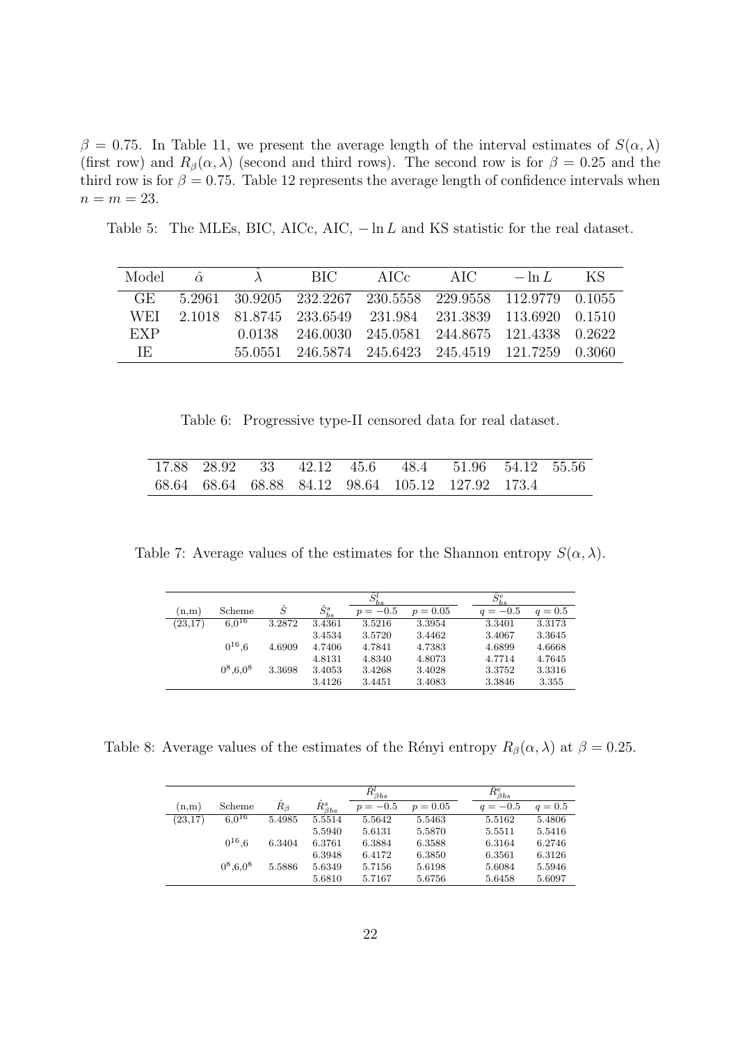$\beta = 0.75$. In Table 11, we present the average length of the interval estimates of $S(\alpha, \lambda)$ (first row) and $R_\beta(\alpha, \lambda)$ (second and third rows). The second row is for $\beta = 0.25$ and the third row is for $\beta = 0.75$. Table 12 represents the average length of confidence intervals when $n = m = 23$.

Table 5: The MLEs, BIC, AICc, AIC, $-\ln L$ and KS statistic for the real dataset.

| Model | $\hat{\alpha}$ | $\hat{\lambda}$ | BIC | AICc | AIC | $-\ln L$ | KS |
|---|---|---|---|---|---|---|---|
| GE | 5.2961 | 30.9205 | 232.2267 | 230.5558 | 229.9558 | 112.9779 | 0.1055 |
| WEI | 2.1018 | 81.8745 | 233.6549 | 231.984 | 231.3839 | 113.6920 | 0.1510 |
| EXP | | 0.0138 | 246.0030 | 245.0581 | 244.8675 | 121.4338 | 0.2622 |
| IE | | 55.0551 | 246.5874 | 245.6423 | 245.4519 | 121.7259 | 0.3060 |

Table 6: Progressive type-II censored data for real dataset.

| | | | | | | | | |
|---|---|---|---|---|---|---|---|---|
| 17.88 | 28.92 | 33 | 42.12 | 45.6 | 48.4 | 51.96 | 54.12 | 55.56 |
| 68.64 | 68.64 | 68.88 | 84.12 | 98.64 | 105.12 | 127.92 | 173.4 | |

Table 7: Average values of the estimates for the Shannon entropy $S(\alpha, \lambda)$.

| | | | | $\hat{S}^l_{bs}$ | | $\hat{S}^e_{bs}$ | |
|---|---|---|---|---|---|---|---|
| (n,m) | Scheme | $\hat{S}$ | $\hat{S}^s_{bs}$ | $p = -0.5$ | $p = 0.05$ | $q = -0.5$ | $q = 0.5$ |
| (23,17) | $6,0^{16}$ | 3.2872 | 3.4361 | 3.5216 | 3.3954 | 3.3401 | 3.3173 |
| | | | 3.4534 | 3.5720 | 3.4462 | 3.4067 | 3.3645 |
| | $0^{16},6$ | 4.6909 | 4.7406 | 4.7841 | 4.7383 | 4.6899 | 4.6668 |
| | | | 4.8131 | 4.8340 | 4.8073 | 4.7714 | 4.7645 |
| | $0^8,6,0^8$ | 3.3698 | 3.4053 | 3.4268 | 3.4028 | 3.3752 | 3.3316 |
| | | | 3.4126 | 3.4451 | 3.4083 | 3.3846 | 3.355 |

Table 8: Average values of the estimates of the Rényi entropy $R_\beta(\alpha, \lambda)$ at $\beta = 0.25$.

| | | | | $\hat{R}^l_{\beta bs}$ | | $\hat{R}^e_{\beta bs}$ | |
|---|---|---|---|---|---|---|---|
| (n,m) | Scheme | $\hat{R}_\beta$ | $\hat{R}^s_{\beta bs}$ | $p = -0.5$ | $p = 0.05$ | $q = -0.5$ | $q = 0.5$ |
| (23,17) | $6,0^{16}$ | 5.4985 | 5.5514 | 5.5642 | 5.5463 | 5.5162 | 5.4806 |
| | | | 5.5940 | 5.6131 | 5.5870 | 5.5511 | 5.5416 |
| | $0^{16},6$ | 6.3404 | 6.3761 | 6.3884 | 6.3588 | 6.3164 | 6.2746 |
| | | | 6.3948 | 6.4172 | 6.3850 | 6.3561 | 6.3126 |
| | $0^8,6,0^8$ | 5.5886 | 5.6349 | 5.7156 | 5.6198 | 5.6084 | 5.5946 |
| | | | 5.6810 | 5.7167 | 5.6756 | 5.6458 | 5.6097 |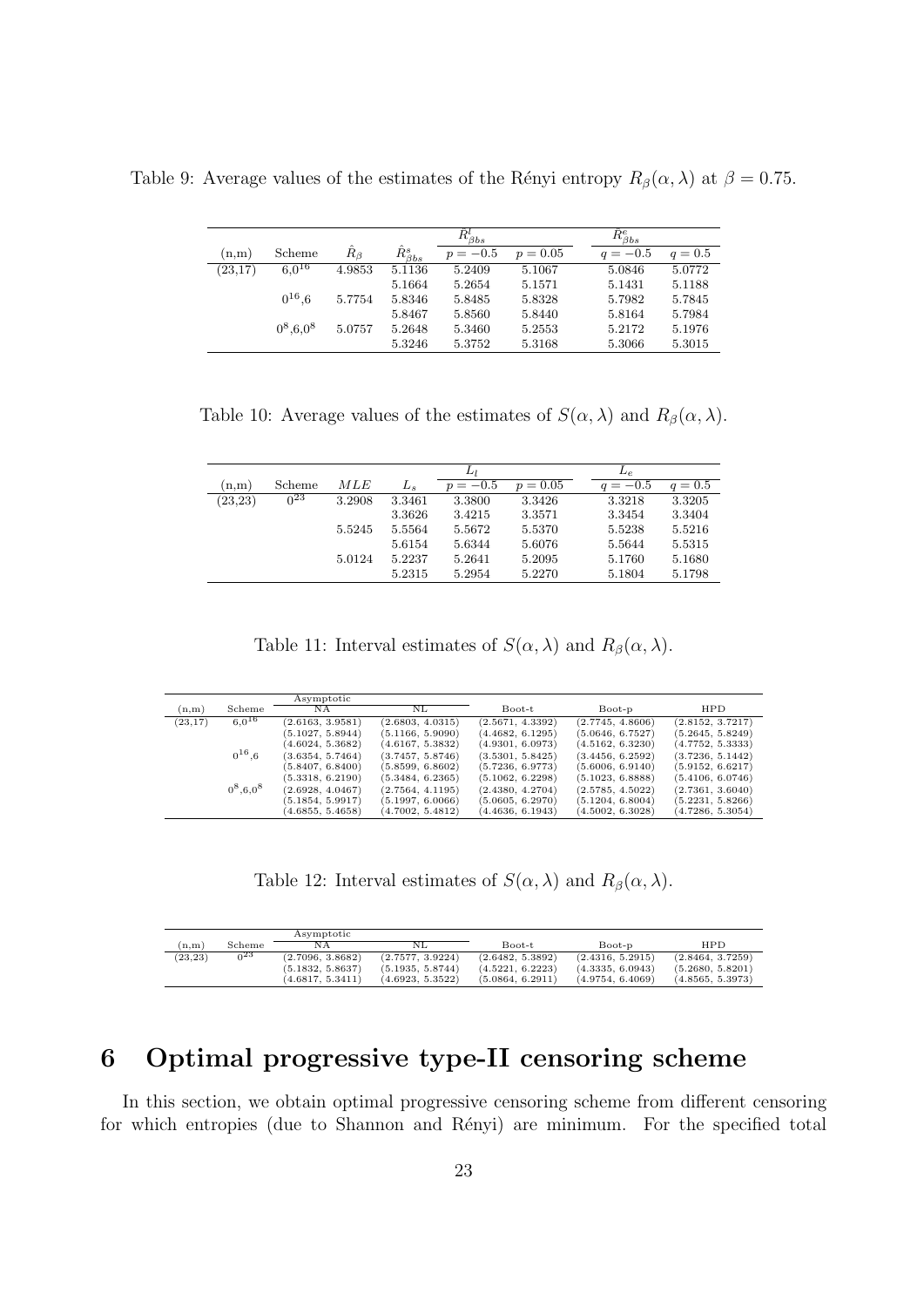Table 9: Average values of the estimates of the Rényi entropy $R_\beta(\alpha, \lambda)$ at $\beta = 0.75$.

| (n,m) | Scheme | $\hat{R}_\beta$ | $\hat{R}^s_{\beta bs}$ | $\hat{R}^l_{\beta bs}$ | | $\hat{R}^e_{\beta bs}$ | |
|---|---|---|---|---|---|---|---|
| | | | | $p=-0.5$ | $p=0.05$ | $q=-0.5$ | $q=0.5$ |
| (23,17) | $6,0^{16}$ | 4.9853 | 5.1136 | 5.2409 | 5.1067 | 5.0846 | 5.0772 |
| | | | 5.1664 | 5.2654 | 5.1571 | 5.1431 | 5.1188 |
| | $0^{16},6$ | 5.7754 | 5.8346 | 5.8485 | 5.8328 | 5.7982 | 5.7845 |
| | | | 5.8467 | 5.8560 | 5.8440 | 5.8164 | 5.7984 |
| | $0^8,6,0^8$ | 5.0757 | 5.2648 | 5.3460 | 5.2553 | 5.2172 | 5.1976 |
| | | | 5.3246 | 5.3752 | 5.3168 | 5.3066 | 5.3015 |

Table 10: Average values of the estimates of $S(\alpha, \lambda)$ and $R_\beta(\alpha, \lambda)$.

| (n,m) | Scheme | $MLE$ | $L_s$ | $L_l$ | | $L_e$ | |
|---|---|---|---|---|---|---|---|
| | | | | $p=-0.5$ | $p=0.05$ | $q=-0.5$ | $q=0.5$ |
| (23,23) | $0^{23}$ | 3.2908 | 3.3461 | 3.3800 | 3.3426 | 3.3218 | 3.3205 |
| | | | 3.3626 | 3.4215 | 3.3571 | 3.3454 | 3.3404 |
| | | 5.5245 | 5.5564 | 5.5672 | 5.5370 | 5.5238 | 5.5216 |
| | | | 5.6154 | 5.6344 | 5.6076 | 5.5644 | 5.5315 |
| | | 5.0124 | 5.2237 | 5.2641 | 5.2095 | 5.1760 | 5.1680 |
| | | | 5.2315 | 5.2954 | 5.2270 | 5.1804 | 5.1798 |

Table 11: Interval estimates of $S(\alpha, \lambda)$ and $R_\beta(\alpha, \lambda)$.

| (n,m) | Scheme | Asymptotic NA | NL | Boot-t | Boot-p | HPD |
|---|---|---|---|---|---|---|
| (23,17) | $6,0^{16}$ | (2.6163, 3.9581) | (2.6803, 4.0315) | (2.5671, 4.3392) | (2.7745, 4.8606) | (2.8152, 3.7217) |
| | | (5.1027, 5.8944) | (5.1166, 5.9090) | (4.4682, 6.1295) | (5.0646, 6.7527) | (5.2645, 5.8249) |
| | | (4.6024, 5.3682) | (4.6167, 5.3832) | (4.9301, 6.0973) | (4.5162, 6.3230) | (4.7752, 5.3333) |
| | $0^{16},6$ | (3.6354, 5.7464) | (3.7457, 5.8746) | (3.5301, 5.8425) | (3.4456, 6.2592) | (3.7236, 5.1442) |
| | | (5.8407, 6.8400) | (5.8599, 6.8602) | (5.7236, 6.9773) | (5.6006, 6.9140) | (5.9152, 6.6217) |
| | | (5.3318, 6.2190) | (5.3484, 6.2365) | (5.1062, 6.2298) | (5.1023, 6.8888) | (5.4106, 6.0746) |
| | $0^8,6,0^8$ | (2.6928, 4.0467) | (2.7564, 4.1195) | (2.4380, 4.2704) | (2.5785, 4.5022) | (2.7361, 3.6040) |
| | | (5.1854, 5.9917) | (5.1997, 6.0066) | (5.0605, 6.2970) | (5.1204, 6.8004) | (5.2231, 5.8266) |
| | | (4.6855, 5.4658) | (4.7002, 5.4812) | (4.4636, 6.1943) | (4.5002, 6.3028) | (4.7286, 5.3054) |

Table 12: Interval estimates of $S(\alpha, \lambda)$ and $R_\beta(\alpha, \lambda)$.

| (n,m) | Scheme | Asymptotic NA | NL | Boot-t | Boot-p | HPD |
|---|---|---|---|---|---|---|
| (23,23) | $0^{23}$ | (2.7096, 3.8682) | (2.7577, 3.9224) | (2.6482, 5.3892) | (2.4316, 5.2915) | (2.8464, 3.7259) |
| | | (5.1832, 5.8637) | (5.1935, 5.8744) | (4.5221, 6.2223) | (4.3335, 6.0943) | (5.2680, 5.8201) |
| | | (4.6817, 5.3411) | (4.6923, 5.3522) | (5.0864, 6.2911) | (4.9754, 6.4069) | (4.8565, 5.3973) |

# 6 Optimal progressive type-II censoring scheme

In this section, we obtain optimal progressive censoring scheme from different censoring for which entropies (due to Shannon and Rényi) are minimum. For the specified total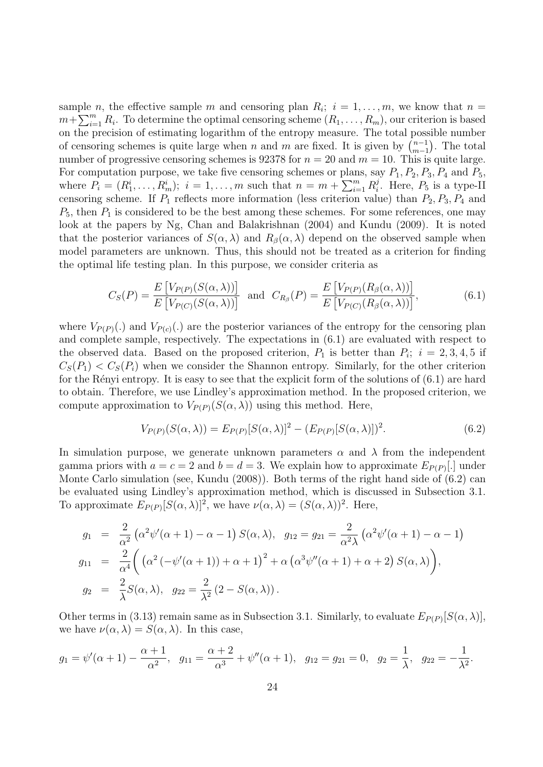sample $n$, the effective sample $m$ and censoring plan $R_i;\ i = 1, \ldots, m$, we know that $n = m + \sum_{i=1}^{m} R_i$. To determine the optimal censoring scheme $(R_1, \ldots, R_m)$, our criterion is based on the precision of estimating logarithm of the entropy measure. The total possible number of censoring schemes is quite large when $n$ and $m$ are fixed. It is given by $\binom{n-1}{m-1}$. The total number of progressive censoring schemes is 92378 for $n = 20$ and $m = 10$. This is quite large. For computation purpose, we take five censoring schemes or plans, say $P_1, P_2, P_3, P_4$ and $P_5$, where $P_i = (R_1^i, \ldots, R_m^i);\ i = 1, \ldots, m$ such that $n = m + \sum_{i=1}^{m} R_i^j$. Here, $P_5$ is a type-II censoring scheme. If $P_1$ reflects more information (less criterion value) than $P_2, P_3, P_4$ and $P_5$, then $P_1$ is considered to be the best among these schemes. For some references, one may look at the papers by Ng, Chan and Balakrishnan (2004) and Kundu (2009). It is noted that the posterior variances of $S(\alpha, \lambda)$ and $R_\beta(\alpha, \lambda)$ depend on the observed sample when model parameters are unknown. Thus, this should not be treated as a criterion for finding the optimal life testing plan. In this purpose, we consider criteria as

$$C_S(P) = \frac{E\left[V_{P(P)}(S(\alpha, \lambda))\right]}{E\left[V_{P(C)}(S(\alpha, \lambda))\right]} \quad \text{and} \quad C_{R_\beta}(P) = \frac{E\left[V_{P(P)}(R_\beta(\alpha, \lambda))\right]}{E\left[V_{P(C)}(R_\beta(\alpha, \lambda))\right]}, \tag{6.1}$$

where $V_{P(P)}(.)$ and $V_{P(c)}(.)$ are the posterior variances of the entropy for the censoring plan and complete sample, respectively. The expectations in (6.1) are evaluated with respect to the observed data. Based on the proposed criterion, $P_1$ is better than $P_i;\ i = 2, 3, 4, 5$ if $C_S(P_1) < C_S(P_i)$ when we consider the Shannon entropy. Similarly, for the other criterion for the Rényi entropy. It is easy to see that the explicit form of the solutions of (6.1) are hard to obtain. Therefore, we use Lindley's approximation method. In the proposed criterion, we compute approximation to $V_{P(P)}(S(\alpha, \lambda))$ using this method. Here,

$$V_{P(P)}(S(\alpha, \lambda)) = E_{P(P)}[S(\alpha, \lambda)]^2 - (E_{P(P)}[S(\alpha, \lambda)])^2. \tag{6.2}$$

In simulation purpose, we generate unknown parameters $\alpha$ and $\lambda$ from the independent gamma priors with $a = c = 2$ and $b = d = 3$. We explain how to approximate $E_{P(P)}[.]$ under Monte Carlo simulation (see, Kundu (2008)). Both terms of the right hand side of (6.2) can be evaluated using Lindley's approximation method, which is discussed in Subsection 3.1. To approximate $E_{P(P)}[S(\alpha, \lambda)]^2$, we have $\nu(\alpha, \lambda) = (S(\alpha, \lambda))^2$. Here,

$$\begin{aligned}
g_1 &= \frac{2}{\alpha^2}\left(\alpha^2\psi'(\alpha+1) - \alpha - 1\right)S(\alpha, \lambda), \quad g_{12} = g_{21} = \frac{2}{\alpha^2\lambda}\left(\alpha^2\psi'(\alpha+1) - \alpha - 1\right) \\
g_{11} &= \frac{2}{\alpha^4}\bigg(\left(\alpha^2\left(-\psi'(\alpha+1)\right) + \alpha + 1\right)^2 + \alpha\left(\alpha^3\psi''(\alpha+1) + \alpha + 2\right)S(\alpha, \lambda)\bigg), \\
g_2 &= \frac{2}{\lambda}S(\alpha, \lambda), \quad g_{22} = \frac{2}{\lambda^2}\left(2 - S(\alpha, \lambda)\right).
\end{aligned}$$

Other terms in (3.13) remain same as in Subsection 3.1. Similarly, to evaluate $E_{P(P)}[S(\alpha, \lambda)]$, we have $\nu(\alpha, \lambda) = S(\alpha, \lambda)$. In this case,

$$g_1 = \psi'(\alpha+1) - \frac{\alpha+1}{\alpha^2}, \quad g_{11} = \frac{\alpha+2}{\alpha^3} + \psi''(\alpha+1), \quad g_{12} = g_{21} = 0, \quad g_2 = \frac{1}{\lambda}, \quad g_{22} = -\frac{1}{\lambda^2}.$$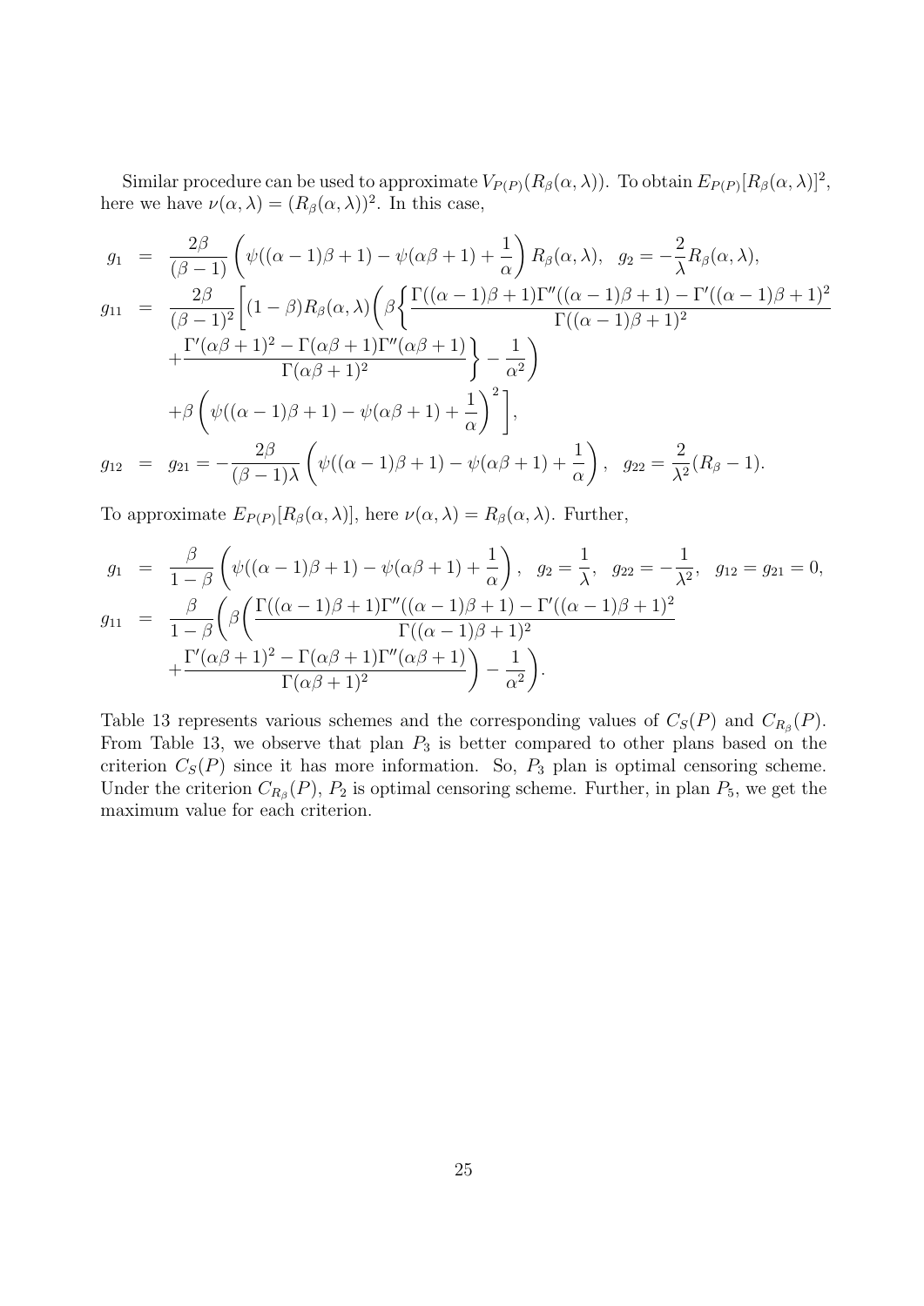Similar procedure can be used to approximate $V_{P(P)}(R_\beta(\alpha,\lambda))$. To obtain $E_{P(P)}[R_\beta(\alpha,\lambda)]^2$, here we have $\nu(\alpha,\lambda)=(R_\beta(\alpha,\lambda))^2$. In this case,

$$
\begin{aligned}
g_1 &= \frac{2\beta}{(\beta-1)}\left(\psi((\alpha-1)\beta+1)-\psi(\alpha\beta+1)+\frac{1}{\alpha}\right)R_\beta(\alpha,\lambda), \quad g_2=-\frac{2}{\lambda}R_\beta(\alpha,\lambda),\\
g_{11} &= \frac{2\beta}{(\beta-1)^2}\Bigg[(1-\beta)R_\beta(\alpha,\lambda)\Bigg(\beta\Bigg\{\frac{\Gamma((\alpha-1)\beta+1)\Gamma''((\alpha-1)\beta+1)-\Gamma'((\alpha-1)\beta+1)^2}{\Gamma((\alpha-1)\beta+1)^2}\\
&\quad+\frac{\Gamma'(\alpha\beta+1)^2-\Gamma(\alpha\beta+1)\Gamma''(\alpha\beta+1)}{\Gamma(\alpha\beta+1)^2}\Bigg\}-\frac{1}{\alpha^2}\Bigg)\\
&\quad+\beta\left(\psi((\alpha-1)\beta+1)-\psi(\alpha\beta+1)+\frac{1}{\alpha}\right)^2\Bigg],\\
g_{12} &= g_{21}=-\frac{2\beta}{(\beta-1)\lambda}\left(\psi((\alpha-1)\beta+1)-\psi(\alpha\beta+1)+\frac{1}{\alpha}\right), \quad g_{22}=\frac{2}{\lambda^2}(R_\beta-1).
\end{aligned}
$$

To approximate $E_{P(P)}[R_\beta(\alpha,\lambda)]$, here $\nu(\alpha,\lambda)=R_\beta(\alpha,\lambda)$. Further,

$$
\begin{aligned}
g_1 &= \frac{\beta}{1-\beta}\left(\psi((\alpha-1)\beta+1)-\psi(\alpha\beta+1)+\frac{1}{\alpha}\right), \quad g_2=\frac{1}{\lambda}, \quad g_{22}=-\frac{1}{\lambda^2}, \quad g_{12}=g_{21}=0,\\
g_{11} &= \frac{\beta}{1-\beta}\Bigg(\beta\Bigg(\frac{\Gamma((\alpha-1)\beta+1)\Gamma''((\alpha-1)\beta+1)-\Gamma'((\alpha-1)\beta+1)^2}{\Gamma((\alpha-1)\beta+1)^2}\\
&\quad+\frac{\Gamma'(\alpha\beta+1)^2-\Gamma(\alpha\beta+1)\Gamma''(\alpha\beta+1)}{\Gamma(\alpha\beta+1)^2}\Bigg)-\frac{1}{\alpha^2}\Bigg).
\end{aligned}
$$

Table 13 represents various schemes and the corresponding values of $C_S(P)$ and $C_{R_\beta}(P)$. From Table 13, we observe that plan $P_3$ is better compared to other plans based on the criterion $C_S(P)$ since it has more information. So, $P_3$ plan is optimal censoring scheme. Under the criterion $C_{R_\beta}(P)$, $P_2$ is optimal censoring scheme. Further, in plan $P_5$, we get the maximum value for each criterion.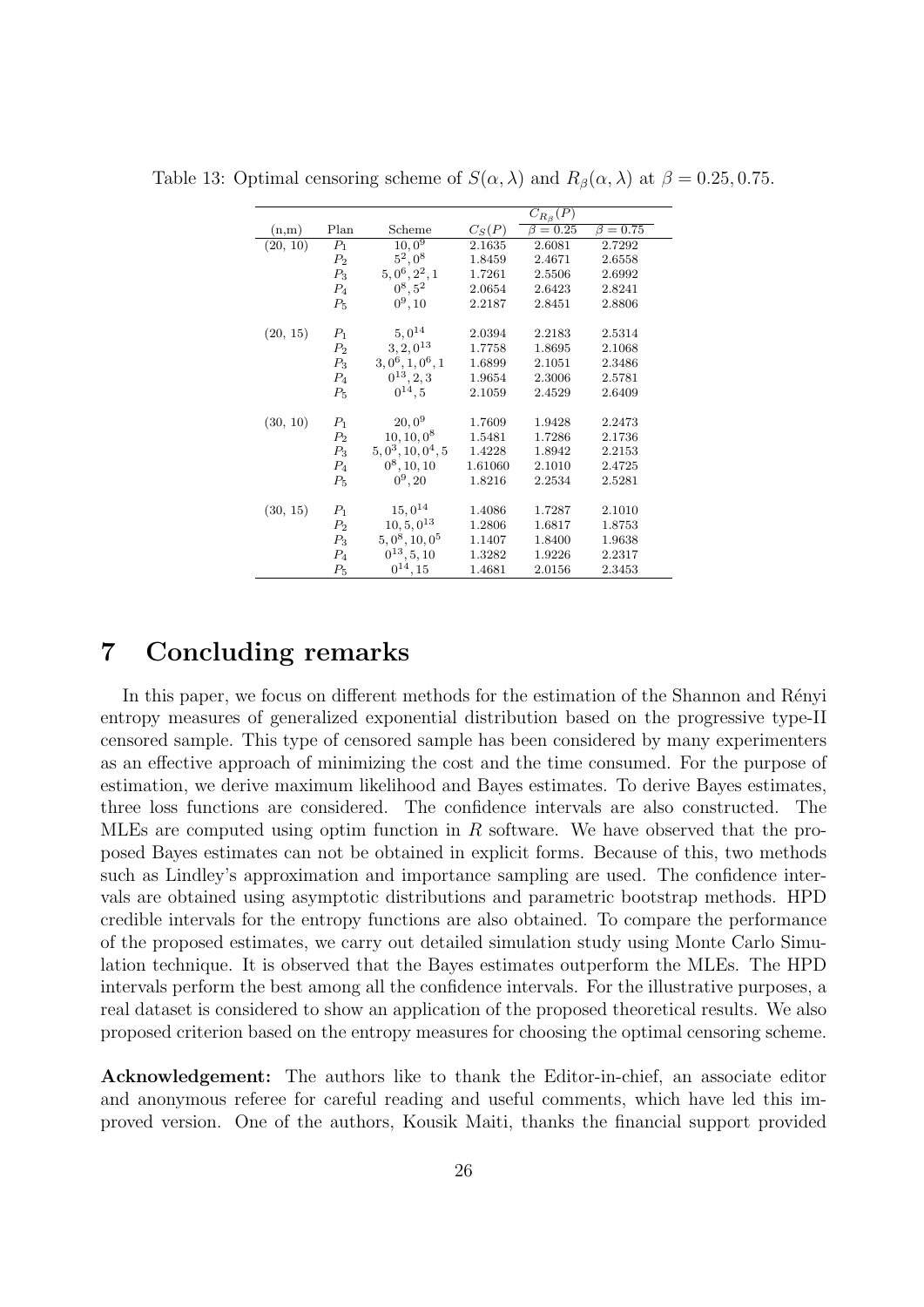Table 13: Optimal censoring scheme of $S(\alpha, \lambda)$ and $R_\beta(\alpha, \lambda)$ at $\beta = 0.25, 0.75$.

| (n,m) | Plan | Scheme | $C_S(P)$ | $C_{R_\beta}(P)$ | |
|---|---|---|---|---|---|
| | | | | $\beta = 0.25$ | $\beta = 0.75$ |
| (20, 10) | $P_1$ | $10, 0^9$ | 2.1635 | 2.6081 | 2.7292 |
| | $P_2$ | $5^2, 0^8$ | 1.8459 | 2.4671 | 2.6558 |
| | $P_3$ | $5, 0^6, 2^2, 1$ | 1.7261 | 2.5506 | 2.6992 |
| | $P_4$ | $0^8, 5^2$ | 2.0654 | 2.6423 | 2.8241 |
| | $P_5$ | $0^9, 10$ | 2.2187 | 2.8451 | 2.8806 |
| (20, 15) | $P_1$ | $5, 0^{14}$ | 2.0394 | 2.2183 | 2.5314 |
| | $P_2$ | $3, 2, 0^{13}$ | 1.7758 | 1.8695 | 2.1068 |
| | $P_3$ | $3, 0^6, 1, 0^6, 1$ | 1.6899 | 2.1051 | 2.3486 |
| | $P_4$ | $0^{13}, 2, 3$ | 1.9654 | 2.3006 | 2.5781 |
| | $P_5$ | $0^{14}, 5$ | 2.1059 | 2.4529 | 2.6409 |
| (30, 10) | $P_1$ | $20, 0^9$ | 1.7609 | 1.9428 | 2.2473 |
| | $P_2$ | $10, 10, 0^8$ | 1.5481 | 1.7286 | 2.1736 |
| | $P_3$ | $5, 0^3, 10, 0^4, 5$ | 1.4228 | 1.8942 | 2.2153 |
| | $P_4$ | $0^8, 10, 10$ | 1.61060 | 2.1010 | 2.4725 |
| | $P_5$ | $0^9, 20$ | 1.8216 | 2.2534 | 2.5281 |
| (30, 15) | $P_1$ | $15, 0^{14}$ | 1.4086 | 1.7287 | 2.1010 |
| | $P_2$ | $10, 5, 0^{13}$ | 1.2806 | 1.6817 | 1.8753 |
| | $P_3$ | $5, 0^8, 10, 0^5$ | 1.1407 | 1.8400 | 1.9638 |
| | $P_4$ | $0^{13}, 5, 10$ | 1.3282 | 1.9226 | 2.2317 |
| | $P_5$ | $0^{14}, 15$ | 1.4681 | 2.0156 | 2.3453 |

# 7 Concluding remarks

In this paper, we focus on different methods for the estimation of the Shannon and Rényi entropy measures of generalized exponential distribution based on the progressive type-II censored sample. This type of censored sample has been considered by many experimenters as an effective approach of minimizing the cost and the time consumed. For the purpose of estimation, we derive maximum likelihood and Bayes estimates. To derive Bayes estimates, three loss functions are considered. The confidence intervals are also constructed. The MLEs are computed using optim function in $R$ software. We have observed that the proposed Bayes estimates can not be obtained in explicit forms. Because of this, two methods such as Lindley's approximation and importance sampling are used. The confidence intervals are obtained using asymptotic distributions and parametric bootstrap methods. HPD credible intervals for the entropy functions are also obtained. To compare the performance of the proposed estimates, we carry out detailed simulation study using Monte Carlo Simulation technique. It is observed that the Bayes estimates outperform the MLEs. The HPD intervals perform the best among all the confidence intervals. For the illustrative purposes, a real dataset is considered to show an application of the proposed theoretical results. We also proposed criterion based on the entropy measures for choosing the optimal censoring scheme.

**Acknowledgement:** The authors like to thank the Editor-in-chief, an associate editor and anonymous referee for careful reading and useful comments, which have led this improved version. One of the authors, Kousik Maiti, thanks the financial support provided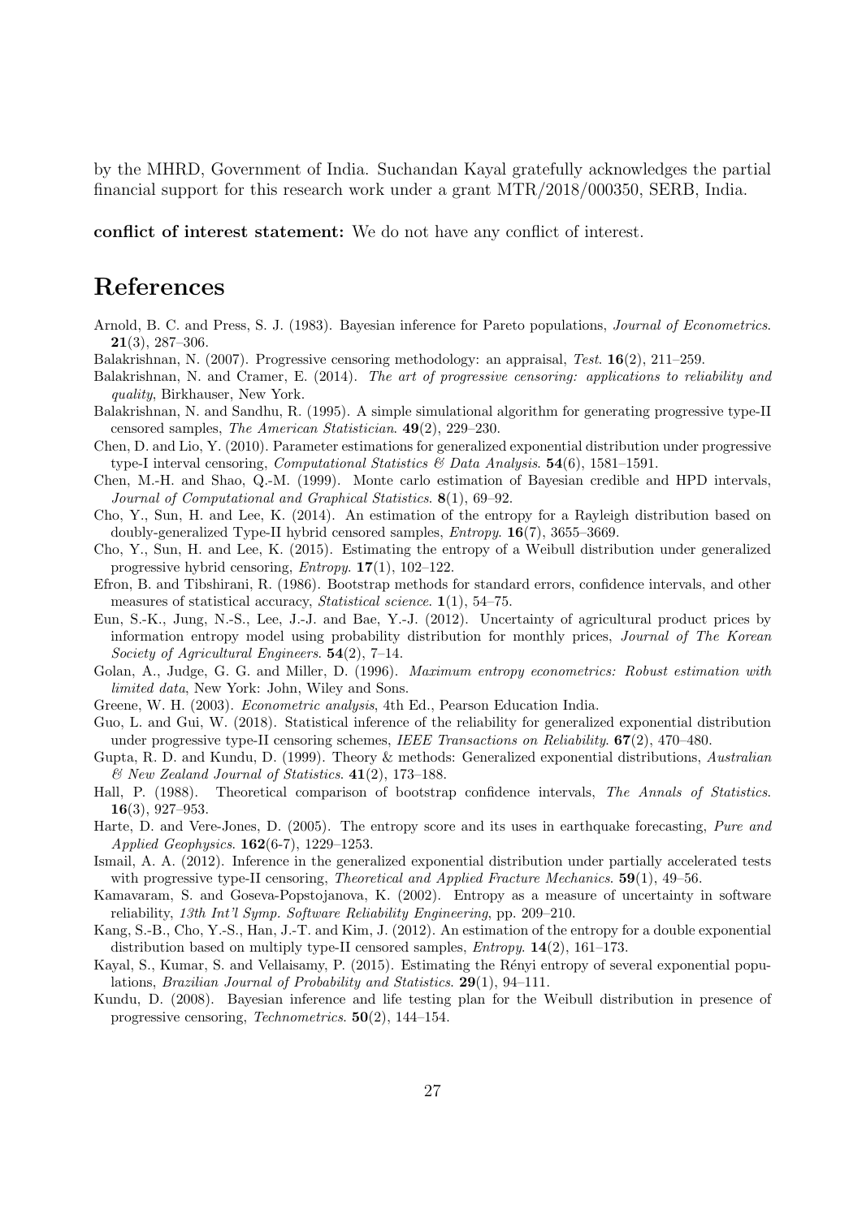by the MHRD, Government of India. Suchandan Kayal gratefully acknowledges the partial financial support for this research work under a grant MTR/2018/000350, SERB, India.

**conflict of interest statement:** We do not have any conflict of interest.

# References

Arnold, B. C. and Press, S. J. (1983). Bayesian inference for Pareto populations, *Journal of Econometrics*. **21**(3), 287–306.

Balakrishnan, N. (2007). Progressive censoring methodology: an appraisal, *Test*. **16**(2), 211–259.

Balakrishnan, N. and Cramer, E. (2014). *The art of progressive censoring: applications to reliability and quality*, Birkhauser, New York.

Balakrishnan, N. and Sandhu, R. (1995). A simple simulational algorithm for generating progressive type-II censored samples, *The American Statistician*. **49**(2), 229–230.

Chen, D. and Lio, Y. (2010). Parameter estimations for generalized exponential distribution under progressive type-I interval censoring, *Computational Statistics & Data Analysis*. **54**(6), 1581–1591.

Chen, M.-H. and Shao, Q.-M. (1999). Monte carlo estimation of Bayesian credible and HPD intervals, *Journal of Computational and Graphical Statistics*. **8**(1), 69–92.

Cho, Y., Sun, H. and Lee, K. (2014). An estimation of the entropy for a Rayleigh distribution based on doubly-generalized Type-II hybrid censored samples, *Entropy*. **16**(7), 3655–3669.

Cho, Y., Sun, H. and Lee, K. (2015). Estimating the entropy of a Weibull distribution under generalized progressive hybrid censoring, *Entropy*. **17**(1), 102–122.

Efron, B. and Tibshirani, R. (1986). Bootstrap methods for standard errors, confidence intervals, and other measures of statistical accuracy, *Statistical science*. **1**(1), 54–75.

Eun, S.-K., Jung, N.-S., Lee, J.-J. and Bae, Y.-J. (2012). Uncertainty of agricultural product prices by information entropy model using probability distribution for monthly prices, *Journal of The Korean Society of Agricultural Engineers*. **54**(2), 7–14.

Golan, A., Judge, G. G. and Miller, D. (1996). *Maximum entropy econometrics: Robust estimation with limited data*, New York: John, Wiley and Sons.

Greene, W. H. (2003). *Econometric analysis*, 4th Ed., Pearson Education India.

Guo, L. and Gui, W. (2018). Statistical inference of the reliability for generalized exponential distribution under progressive type-II censoring schemes, *IEEE Transactions on Reliability*. **67**(2), 470–480.

Gupta, R. D. and Kundu, D. (1999). Theory & methods: Generalized exponential distributions, *Australian & New Zealand Journal of Statistics*. **41**(2), 173–188.

Hall, P. (1988). Theoretical comparison of bootstrap confidence intervals, *The Annals of Statistics*. **16**(3), 927–953.

Harte, D. and Vere-Jones, D. (2005). The entropy score and its uses in earthquake forecasting, *Pure and Applied Geophysics*. **162**(6-7), 1229–1253.

Ismail, A. A. (2012). Inference in the generalized exponential distribution under partially accelerated tests with progressive type-II censoring, *Theoretical and Applied Fracture Mechanics*. **59**(1), 49–56.

Kamavaram, S. and Goseva-Popstojanova, K. (2002). Entropy as a measure of uncertainty in software reliability, *13th Int'l Symp. Software Reliability Engineering*, pp. 209–210.

Kang, S.-B., Cho, Y.-S., Han, J.-T. and Kim, J. (2012). An estimation of the entropy for a double exponential distribution based on multiply type-II censored samples, *Entropy*. **14**(2), 161–173.

Kayal, S., Kumar, S. and Vellaisamy, P. (2015). Estimating the Rényi entropy of several exponential populations, *Brazilian Journal of Probability and Statistics*. **29**(1), 94–111.

Kundu, D. (2008). Bayesian inference and life testing plan for the Weibull distribution in presence of progressive censoring, *Technometrics*. **50**(2), 144–154.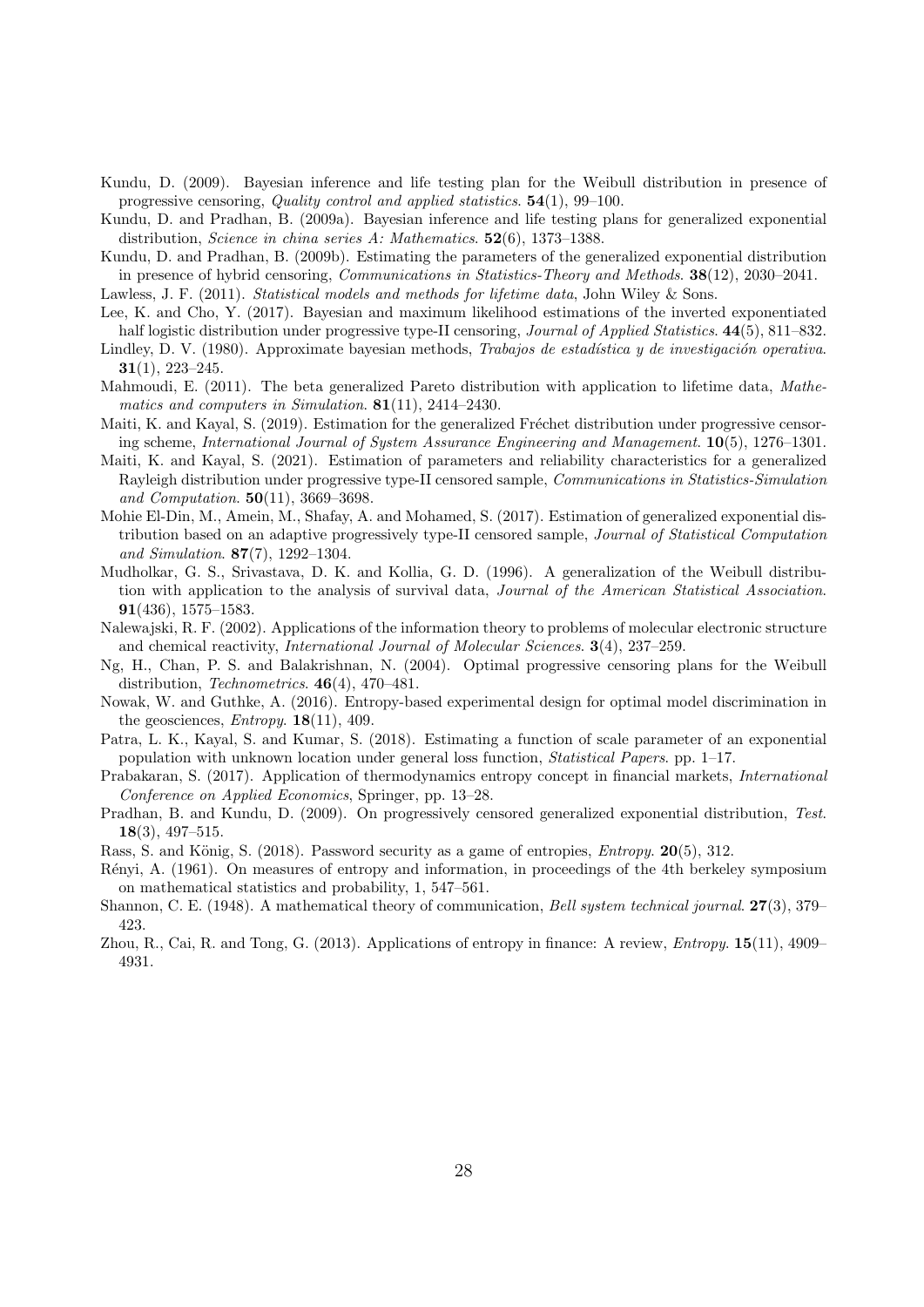Kundu, D. (2009). Bayesian inference and life testing plan for the Weibull distribution in presence of progressive censoring, *Quality control and applied statistics*. **54**(1), 99–100.

Kundu, D. and Pradhan, B. (2009a). Bayesian inference and life testing plans for generalized exponential distribution, *Science in china series A: Mathematics*. **52**(6), 1373–1388.

Kundu, D. and Pradhan, B. (2009b). Estimating the parameters of the generalized exponential distribution in presence of hybrid censoring, *Communications in Statistics-Theory and Methods*. **38**(12), 2030–2041.

Lawless, J. F. (2011). *Statistical models and methods for lifetime data*, John Wiley & Sons.

Lee, K. and Cho, Y. (2017). Bayesian and maximum likelihood estimations of the inverted exponentiated half logistic distribution under progressive type-II censoring, *Journal of Applied Statistics*. **44**(5), 811–832.

Lindley, D. V. (1980). Approximate bayesian methods, *Trabajos de estadística y de investigación operativa*. **31**(1), 223–245.

Mahmoudi, E. (2011). The beta generalized Pareto distribution with application to lifetime data, *Mathematics and computers in Simulation*. **81**(11), 2414–2430.

Maiti, K. and Kayal, S. (2019). Estimation for the generalized Fréchet distribution under progressive censoring scheme, *International Journal of System Assurance Engineering and Management*. **10**(5), 1276–1301.

Maiti, K. and Kayal, S. (2021). Estimation of parameters and reliability characteristics for a generalized Rayleigh distribution under progressive type-II censored sample, *Communications in Statistics-Simulation and Computation*. **50**(11), 3669–3698.

Mohie El-Din, M., Amein, M., Shafay, A. and Mohamed, S. (2017). Estimation of generalized exponential distribution based on an adaptive progressively type-II censored sample, *Journal of Statistical Computation and Simulation*. **87**(7), 1292–1304.

Mudholkar, G. S., Srivastava, D. K. and Kollia, G. D. (1996). A generalization of the Weibull distribution with application to the analysis of survival data, *Journal of the American Statistical Association*. **91**(436), 1575–1583.

Nalewajski, R. F. (2002). Applications of the information theory to problems of molecular electronic structure and chemical reactivity, *International Journal of Molecular Sciences*. **3**(4), 237–259.

Ng, H., Chan, P. S. and Balakrishnan, N. (2004). Optimal progressive censoring plans for the Weibull distribution, *Technometrics*. **46**(4), 470–481.

Nowak, W. and Guthke, A. (2016). Entropy-based experimental design for optimal model discrimination in the geosciences, *Entropy*. **18**(11), 409.

Patra, L. K., Kayal, S. and Kumar, S. (2018). Estimating a function of scale parameter of an exponential population with unknown location under general loss function, *Statistical Papers*. pp. 1–17.

Prabakaran, S. (2017). Application of thermodynamics entropy concept in financial markets, *International Conference on Applied Economics*, Springer, pp. 13–28.

Pradhan, B. and Kundu, D. (2009). On progressively censored generalized exponential distribution, *Test*. **18**(3), 497–515.

Rass, S. and König, S. (2018). Password security as a game of entropies, *Entropy*. **20**(5), 312.

Rényi, A. (1961). On measures of entropy and information, in proceedings of the 4th berkeley symposium on mathematical statistics and probability, 1, 547–561.

Shannon, C. E. (1948). A mathematical theory of communication, *Bell system technical journal*. **27**(3), 379–423.

Zhou, R., Cai, R. and Tong, G. (2013). Applications of entropy in finance: A review, *Entropy*. **15**(11), 4909–4931.